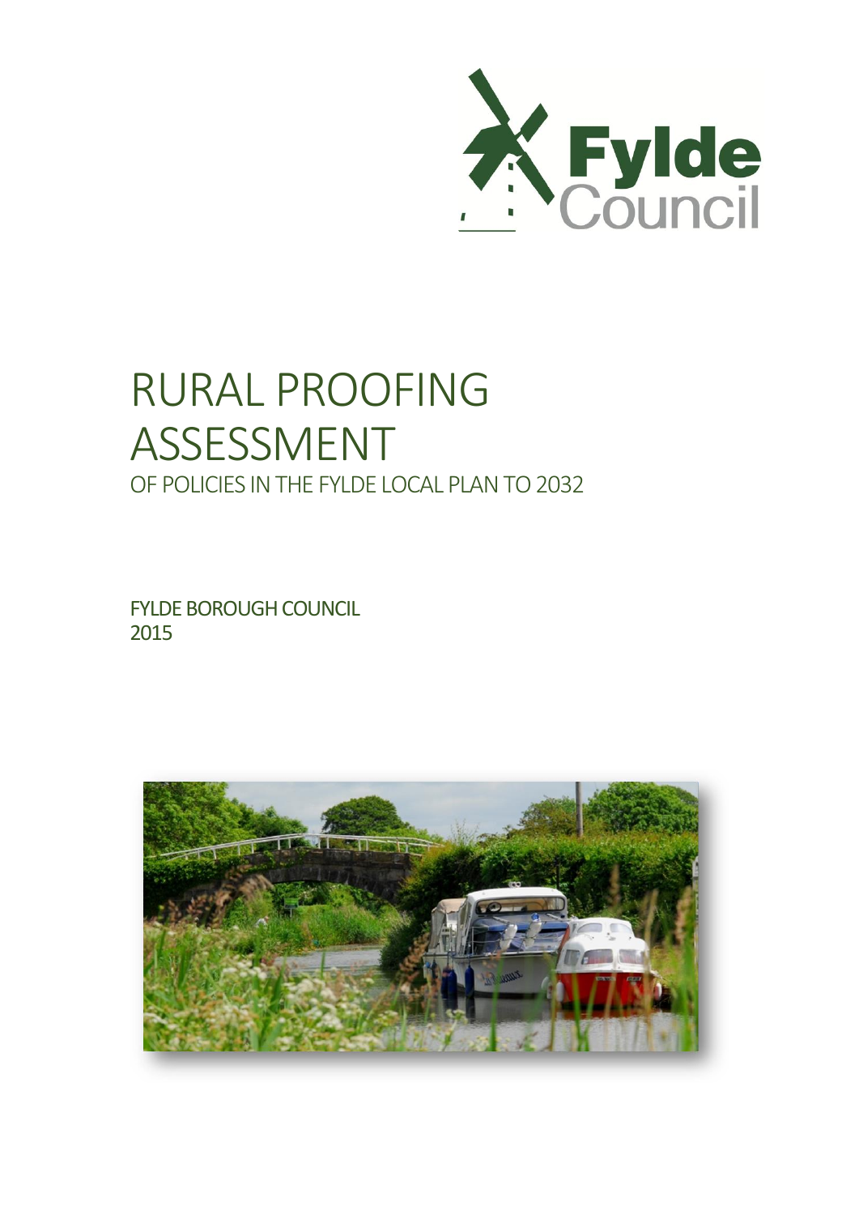Fylde Council

# RURAL PROOFING ASSESSMENT

## OF POLICIES IN THE FYLDE LOCAL PLAN TO 2032

FYLDE BOROUGH COUNCIL
2015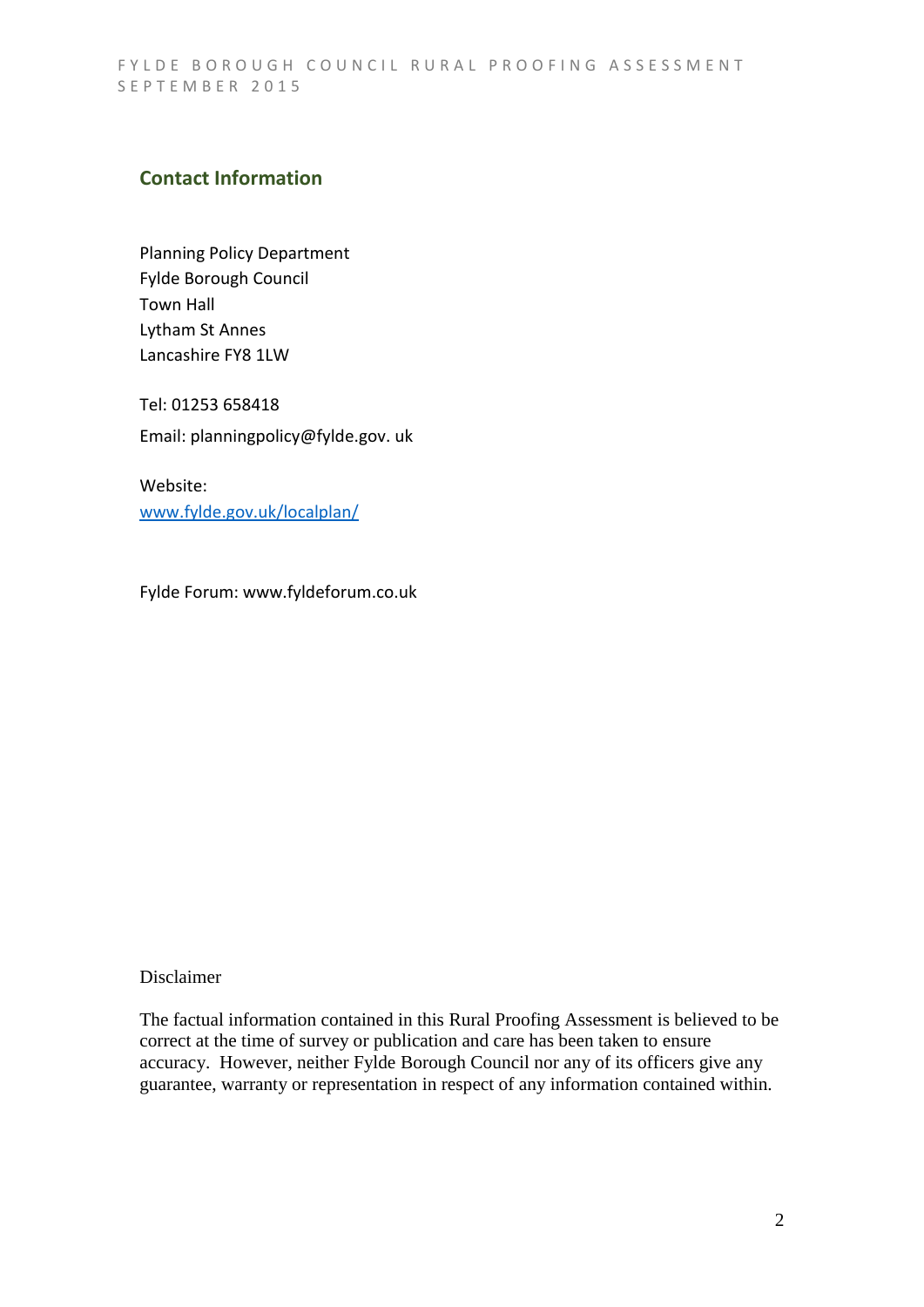## Contact Information

Planning Policy Department
Fylde Borough Council
Town Hall
Lytham St Annes
Lancashire FY8 1LW

Tel: 01253 658418

Email: planningpolicy@fylde.gov. uk

Website:
www.fylde.gov.uk/localplan/

Fylde Forum: www.fyldeforum.co.uk

Disclaimer

The factual information contained in this Rural Proofing Assessment is believed to be correct at the time of survey or publication and care has been taken to ensure accuracy. However, neither Fylde Borough Council nor any of its officers give any guarantee, warranty or representation in respect of any information contained within.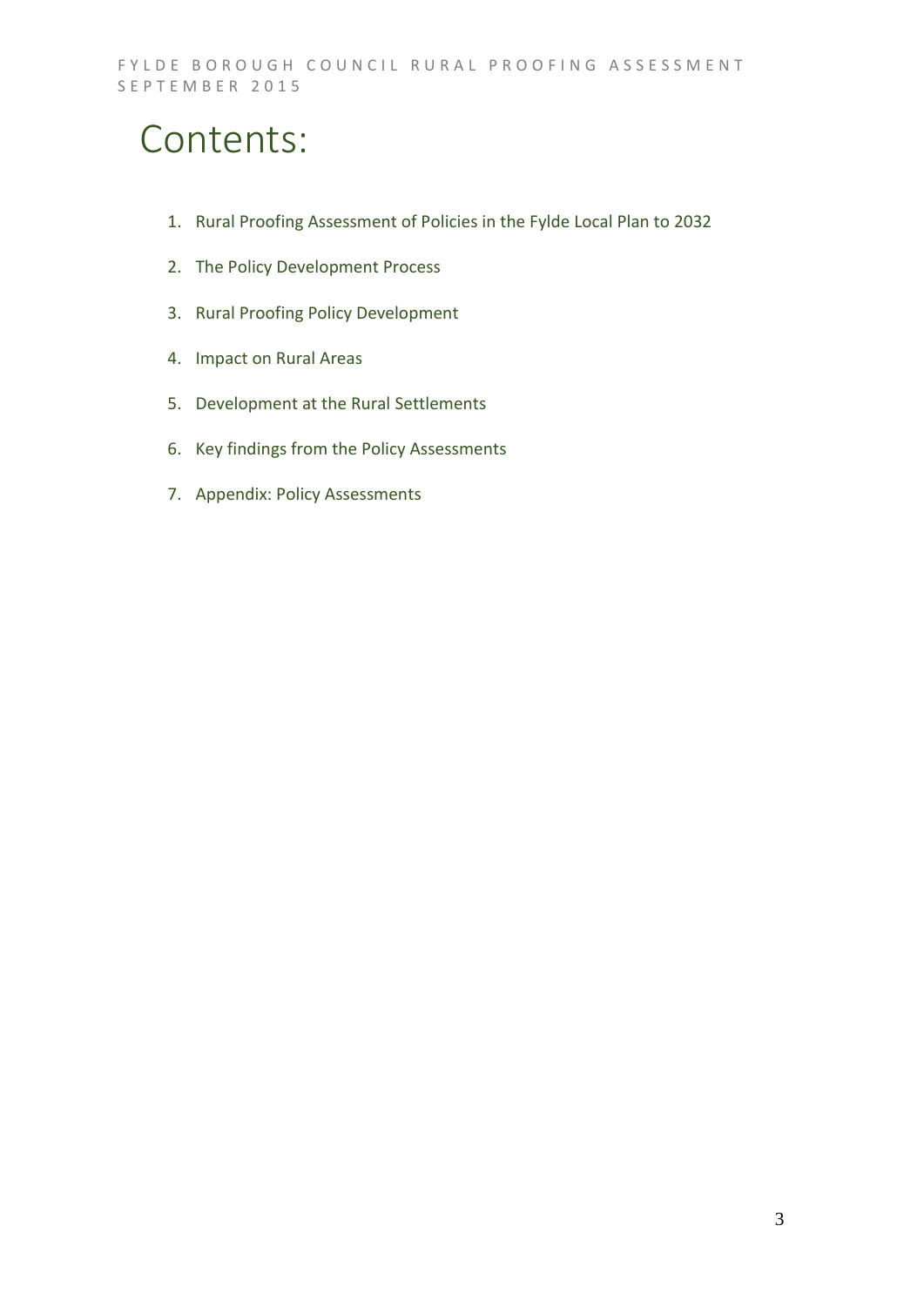# Contents:

1. Rural Proofing Assessment of Policies in the Fylde Local Plan to 2032
2. The Policy Development Process
3. Rural Proofing Policy Development
4. Impact on Rural Areas
5. Development at the Rural Settlements
6. Key findings from the Policy Assessments
7. Appendix: Policy Assessments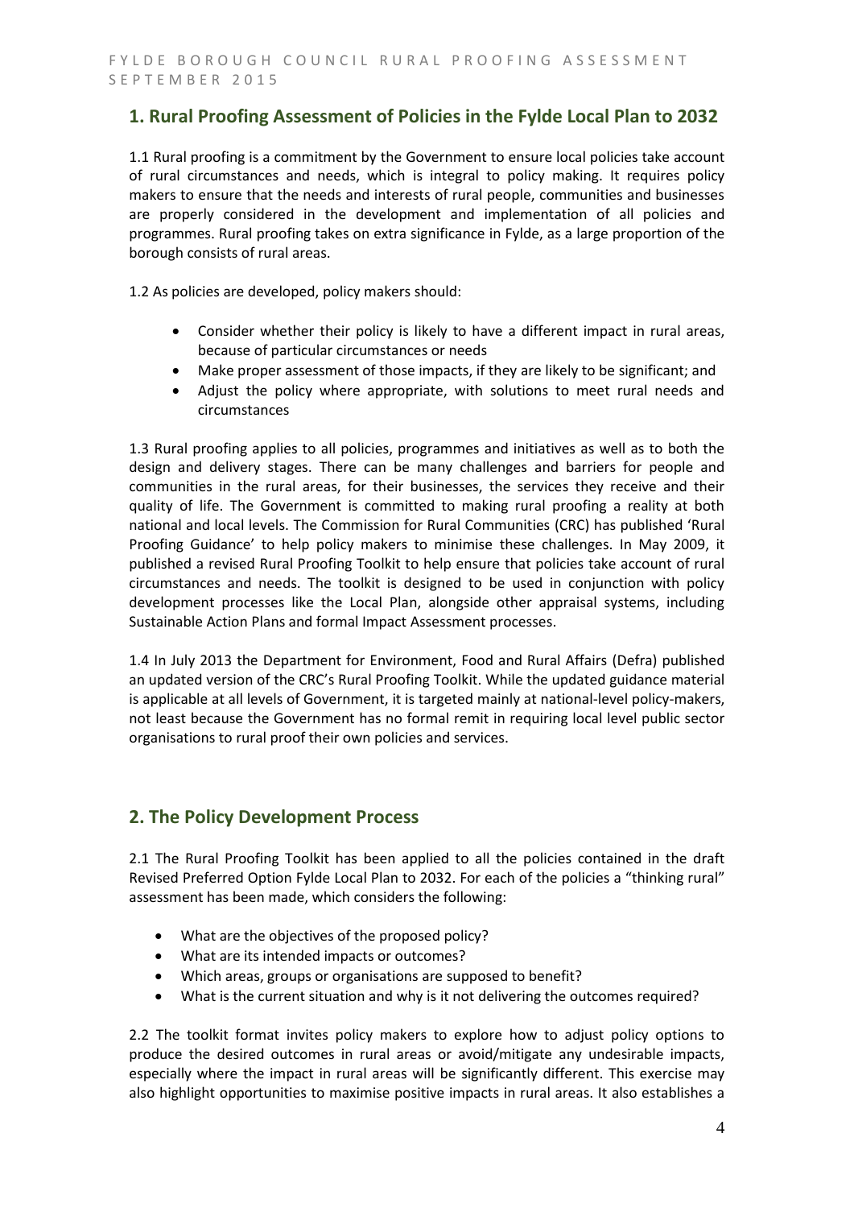## 1. Rural Proofing Assessment of Policies in the Fylde Local Plan to 2032

1.1 Rural proofing is a commitment by the Government to ensure local policies take account of rural circumstances and needs, which is integral to policy making. It requires policy makers to ensure that the needs and interests of rural people, communities and businesses are properly considered in the development and implementation of all policies and programmes. Rural proofing takes on extra significance in Fylde, as a large proportion of the borough consists of rural areas.

1.2 As policies are developed, policy makers should:

- Consider whether their policy is likely to have a different impact in rural areas, because of particular circumstances or needs
- Make proper assessment of those impacts, if they are likely to be significant; and
- Adjust the policy where appropriate, with solutions to meet rural needs and circumstances

1.3 Rural proofing applies to all policies, programmes and initiatives as well as to both the design and delivery stages. There can be many challenges and barriers for people and communities in the rural areas, for their businesses, the services they receive and their quality of life. The Government is committed to making rural proofing a reality at both national and local levels. The Commission for Rural Communities (CRC) has published 'Rural Proofing Guidance' to help policy makers to minimise these challenges. In May 2009, it published a revised Rural Proofing Toolkit to help ensure that policies take account of rural circumstances and needs. The toolkit is designed to be used in conjunction with policy development processes like the Local Plan, alongside other appraisal systems, including Sustainable Action Plans and formal Impact Assessment processes.

1.4 In July 2013 the Department for Environment, Food and Rural Affairs (Defra) published an updated version of the CRC's Rural Proofing Toolkit. While the updated guidance material is applicable at all levels of Government, it is targeted mainly at national-level policy-makers, not least because the Government has no formal remit in requiring local level public sector organisations to rural proof their own policies and services.

## 2. The Policy Development Process

2.1 The Rural Proofing Toolkit has been applied to all the policies contained in the draft Revised Preferred Option Fylde Local Plan to 2032. For each of the policies a "thinking rural" assessment has been made, which considers the following:

- What are the objectives of the proposed policy?
- What are its intended impacts or outcomes?
- Which areas, groups or organisations are supposed to benefit?
- What is the current situation and why is it not delivering the outcomes required?

2.2 The toolkit format invites policy makers to explore how to adjust policy options to produce the desired outcomes in rural areas or avoid/mitigate any undesirable impacts, especially where the impact in rural areas will be significantly different. This exercise may also highlight opportunities to maximise positive impacts in rural areas. It also establishes a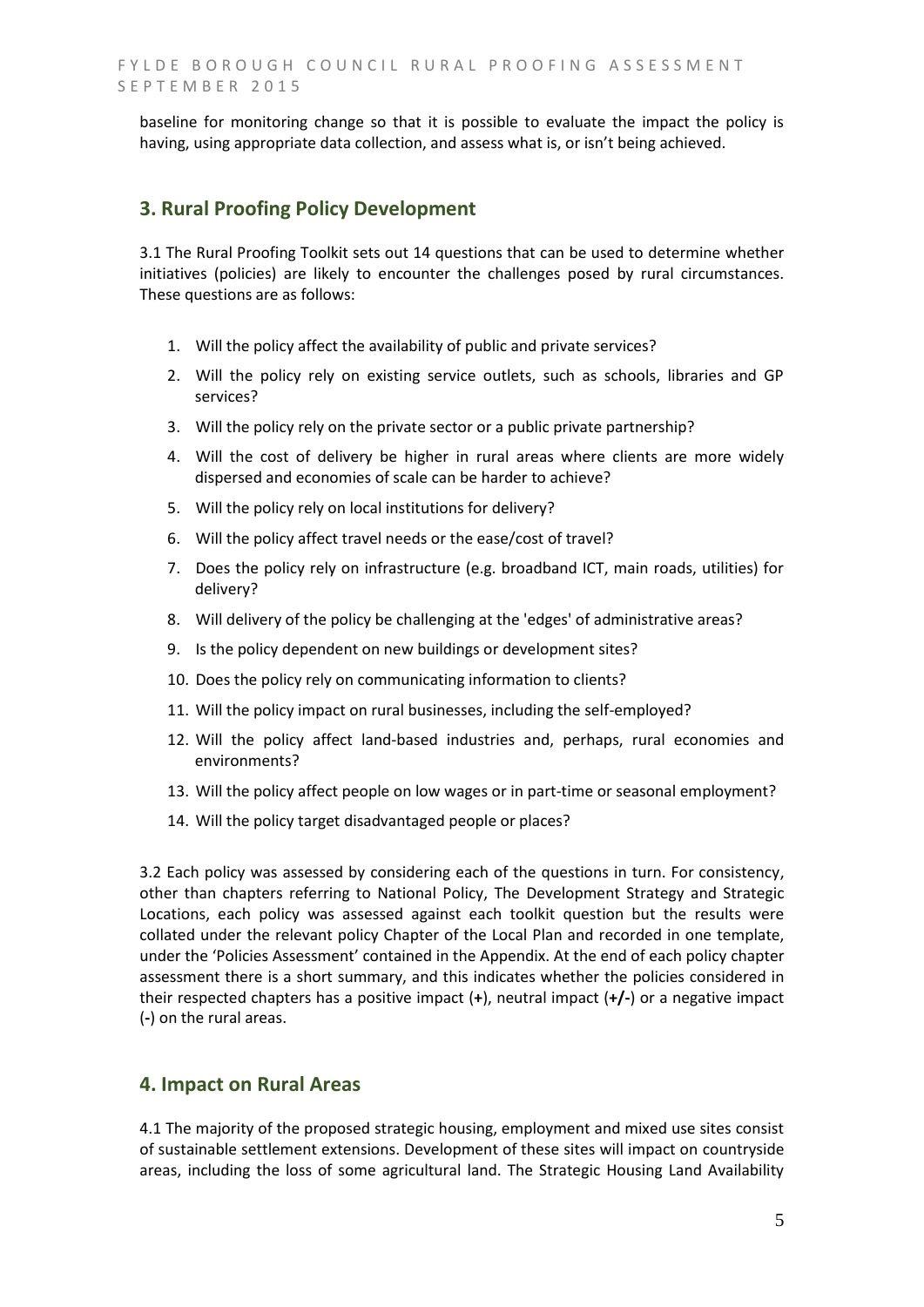baseline for monitoring change so that it is possible to evaluate the impact the policy is having, using appropriate data collection, and assess what is, or isn't being achieved.

## 3. Rural Proofing Policy Development

3.1 The Rural Proofing Toolkit sets out 14 questions that can be used to determine whether initiatives (policies) are likely to encounter the challenges posed by rural circumstances. These questions are as follows:

1. Will the policy affect the availability of public and private services?
2. Will the policy rely on existing service outlets, such as schools, libraries and GP services?
3. Will the policy rely on the private sector or a public private partnership?
4. Will the cost of delivery be higher in rural areas where clients are more widely dispersed and economies of scale can be harder to achieve?
5. Will the policy rely on local institutions for delivery?
6. Will the policy affect travel needs or the ease/cost of travel?
7. Does the policy rely on infrastructure (e.g. broadband ICT, main roads, utilities) for delivery?
8. Will delivery of the policy be challenging at the 'edges' of administrative areas?
9. Is the policy dependent on new buildings or development sites?
10. Does the policy rely on communicating information to clients?
11. Will the policy impact on rural businesses, including the self-employed?
12. Will the policy affect land-based industries and, perhaps, rural economies and environments?
13. Will the policy affect people on low wages or in part-time or seasonal employment?
14. Will the policy target disadvantaged people or places?

3.2 Each policy was assessed by considering each of the questions in turn. For consistency, other than chapters referring to National Policy, The Development Strategy and Strategic Locations, each policy was assessed against each toolkit question but the results were collated under the relevant policy Chapter of the Local Plan and recorded in one template, under the 'Policies Assessment' contained in the Appendix. At the end of each policy chapter assessment there is a short summary, and this indicates whether the policies considered in their respected chapters has a positive impact (**+**), neutral impact (**+/-**) or a negative impact (**-**) on the rural areas.

## 4. Impact on Rural Areas

4.1 The majority of the proposed strategic housing, employment and mixed use sites consist of sustainable settlement extensions. Development of these sites will impact on countryside areas, including the loss of some agricultural land. The Strategic Housing Land Availability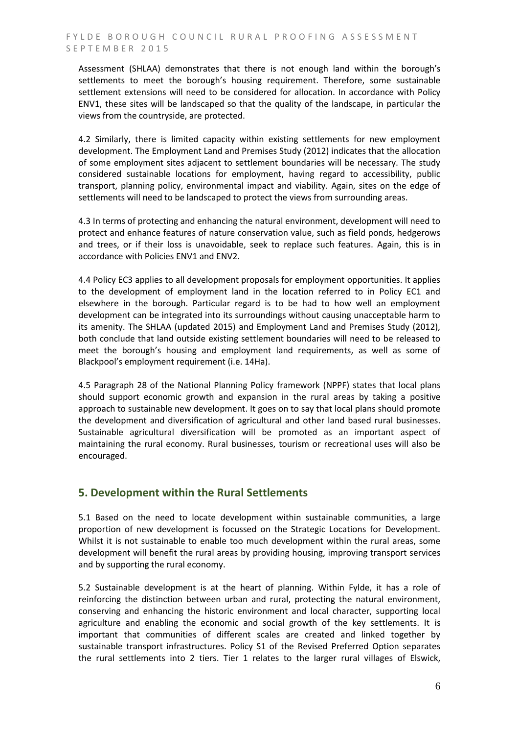Assessment (SHLAA) demonstrates that there is not enough land within the borough's settlements to meet the borough's housing requirement. Therefore, some sustainable settlement extensions will need to be considered for allocation. In accordance with Policy ENV1, these sites will be landscaped so that the quality of the landscape, in particular the views from the countryside, are protected.

4.2 Similarly, there is limited capacity within existing settlements for new employment development. The Employment Land and Premises Study (2012) indicates that the allocation of some employment sites adjacent to settlement boundaries will be necessary. The study considered sustainable locations for employment, having regard to accessibility, public transport, planning policy, environmental impact and viability. Again, sites on the edge of settlements will need to be landscaped to protect the views from surrounding areas.

4.3 In terms of protecting and enhancing the natural environment, development will need to protect and enhance features of nature conservation value, such as field ponds, hedgerows and trees, or if their loss is unavoidable, seek to replace such features. Again, this is in accordance with Policies ENV1 and ENV2.

4.4 Policy EC3 applies to all development proposals for employment opportunities. It applies to the development of employment land in the location referred to in Policy EC1 and elsewhere in the borough. Particular regard is to be had to how well an employment development can be integrated into its surroundings without causing unacceptable harm to its amenity. The SHLAA (updated 2015) and Employment Land and Premises Study (2012), both conclude that land outside existing settlement boundaries will need to be released to meet the borough's housing and employment land requirements, as well as some of Blackpool's employment requirement (i.e. 14Ha).

4.5 Paragraph 28 of the National Planning Policy framework (NPPF) states that local plans should support economic growth and expansion in the rural areas by taking a positive approach to sustainable new development. It goes on to say that local plans should promote the development and diversification of agricultural and other land based rural businesses. Sustainable agricultural diversification will be promoted as an important aspect of maintaining the rural economy. Rural businesses, tourism or recreational uses will also be encouraged.

## 5. Development within the Rural Settlements

5.1 Based on the need to locate development within sustainable communities, a large proportion of new development is focussed on the Strategic Locations for Development. Whilst it is not sustainable to enable too much development within the rural areas, some development will benefit the rural areas by providing housing, improving transport services and by supporting the rural economy.

5.2 Sustainable development is at the heart of planning. Within Fylde, it has a role of reinforcing the distinction between urban and rural, protecting the natural environment, conserving and enhancing the historic environment and local character, supporting local agriculture and enabling the economic and social growth of the key settlements. It is important that communities of different scales are created and linked together by sustainable transport infrastructures. Policy S1 of the Revised Preferred Option separates the rural settlements into 2 tiers. Tier 1 relates to the larger rural villages of Elswick,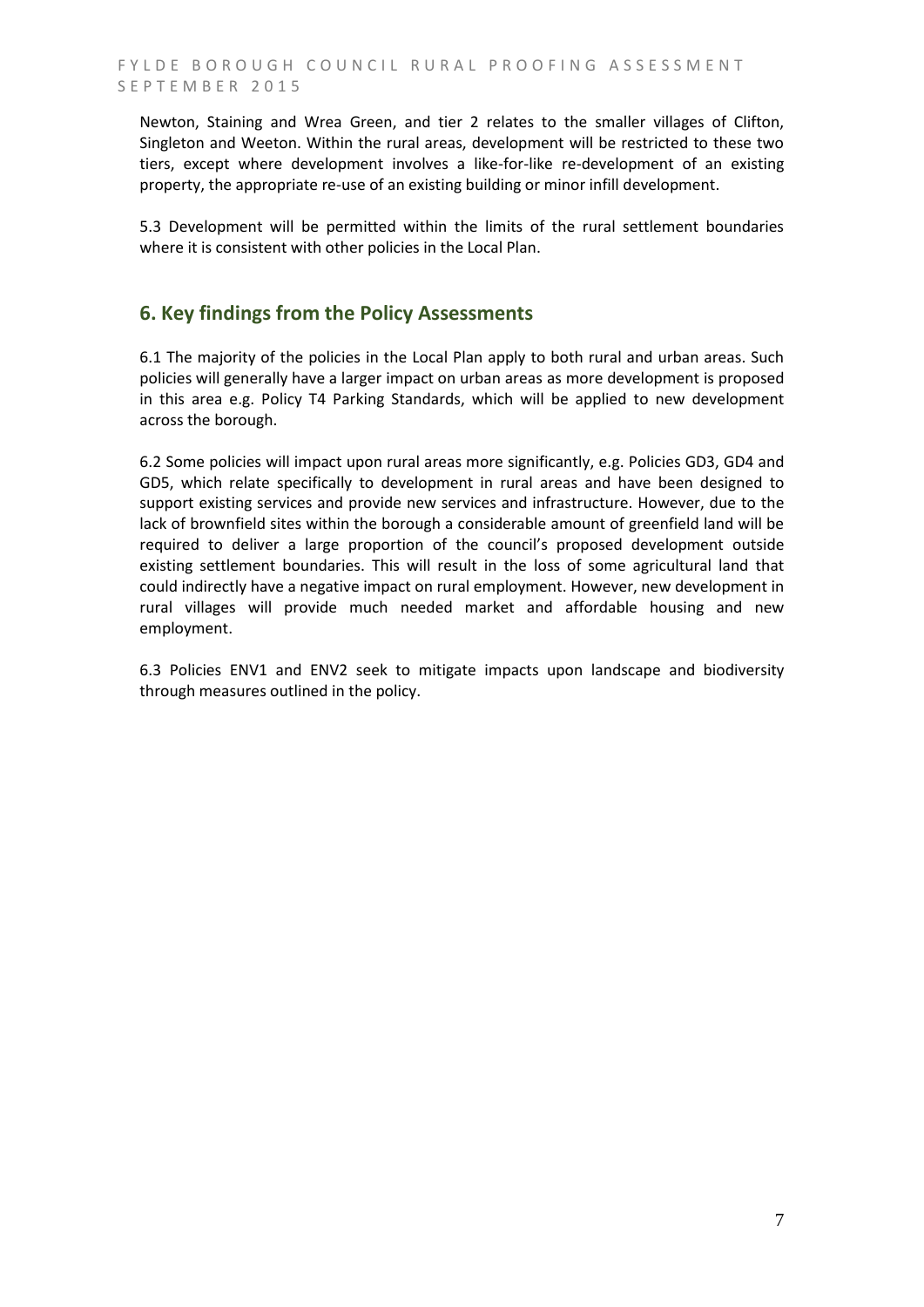Newton, Staining and Wrea Green, and tier 2 relates to the smaller villages of Clifton, Singleton and Weeton. Within the rural areas, development will be restricted to these two tiers, except where development involves a like-for-like re-development of an existing property, the appropriate re-use of an existing building or minor infill development.

5.3 Development will be permitted within the limits of the rural settlement boundaries where it is consistent with other policies in the Local Plan.

## 6. Key findings from the Policy Assessments

6.1 The majority of the policies in the Local Plan apply to both rural and urban areas. Such policies will generally have a larger impact on urban areas as more development is proposed in this area e.g. Policy T4 Parking Standards, which will be applied to new development across the borough.

6.2 Some policies will impact upon rural areas more significantly, e.g. Policies GD3, GD4 and GD5, which relate specifically to development in rural areas and have been designed to support existing services and provide new services and infrastructure. However, due to the lack of brownfield sites within the borough a considerable amount of greenfield land will be required to deliver a large proportion of the council's proposed development outside existing settlement boundaries. This will result in the loss of some agricultural land that could indirectly have a negative impact on rural employment. However, new development in rural villages will provide much needed market and affordable housing and new employment.

6.3 Policies ENV1 and ENV2 seek to mitigate impacts upon landscape and biodiversity through measures outlined in the policy.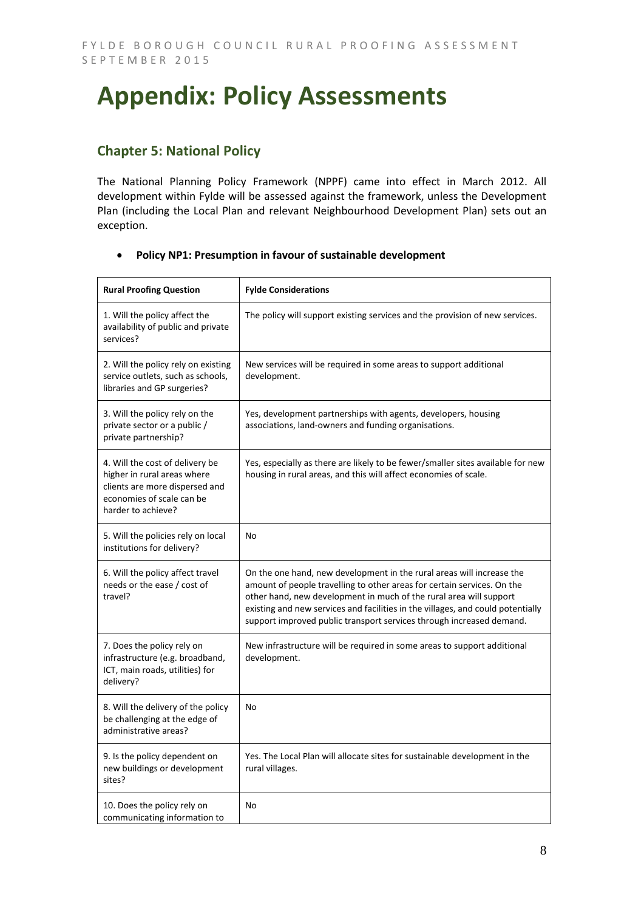# Appendix: Policy Assessments

## Chapter 5: National Policy

The National Planning Policy Framework (NPPF) came into effect in March 2012. All development within Fylde will be assessed against the framework, unless the Development Plan (including the Local Plan and relevant Neighbourhood Development Plan) sets out an exception.

- **Policy NP1: Presumption in favour of sustainable development**

| Rural Proofing Question | Fylde Considerations |
|---|---|
| 1. Will the policy affect the availability of public and private services? | The policy will support existing services and the provision of new services. |
| 2. Will the policy rely on existing service outlets, such as schools, libraries and GP surgeries? | New services will be required in some areas to support additional development. |
| 3. Will the policy rely on the private sector or a public / private partnership? | Yes, development partnerships with agents, developers, housing associations, land-owners and funding organisations. |
| 4. Will the cost of delivery be higher in rural areas where clients are more dispersed and economies of scale can be harder to achieve? | Yes, especially as there are likely to be fewer/smaller sites available for new housing in rural areas, and this will affect economies of scale. |
| 5. Will the policies rely on local institutions for delivery? | No |
| 6. Will the policy affect travel needs or the ease / cost of travel? | On the one hand, new development in the rural areas will increase the amount of people travelling to other areas for certain services. On the other hand, new development in much of the rural area will support existing and new services and facilities in the villages, and could potentially support improved public transport services through increased demand. |
| 7. Does the policy rely on infrastructure (e.g. broadband, ICT, main roads, utilities) for delivery? | New infrastructure will be required in some areas to support additional development. |
| 8. Will the delivery of the policy be challenging at the edge of administrative areas? | No |
| 9. Is the policy dependent on new buildings or development sites? | Yes. The Local Plan will allocate sites for sustainable development in the rural villages. |
| 10. Does the policy rely on communicating information to | No |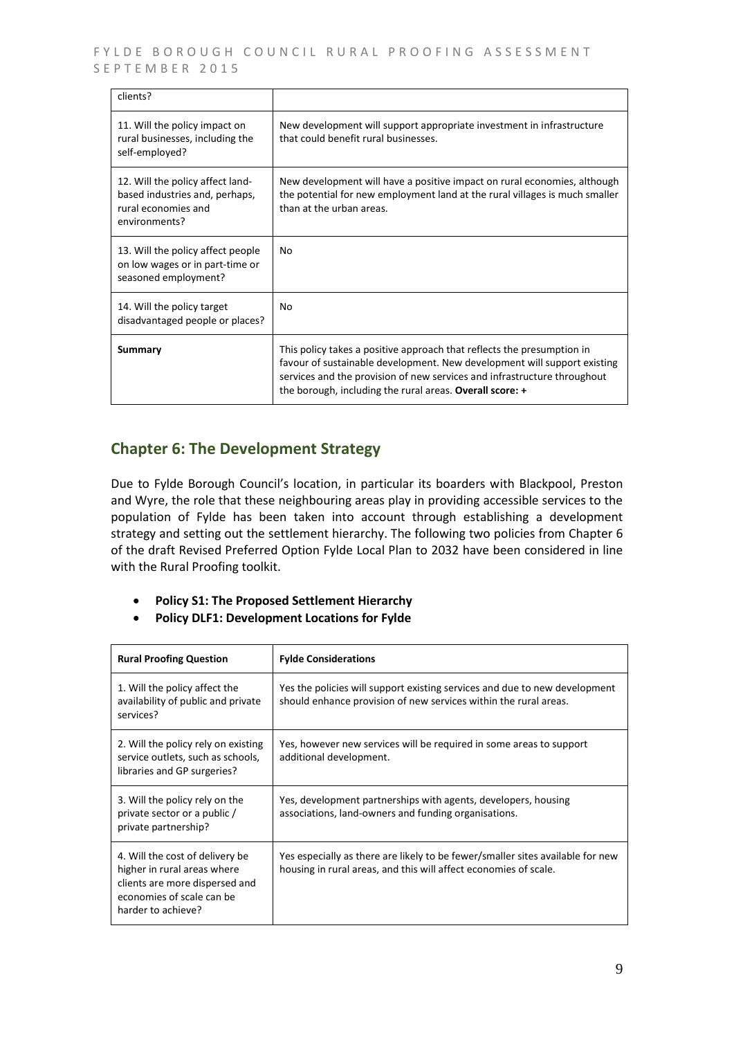| | |
|---|---|
| clients? | |
| 11. Will the policy impact on rural businesses, including the self-employed? | New development will support appropriate investment in infrastructure that could benefit rural businesses. |
| 12. Will the policy affect land-based industries and, perhaps, rural economies and environments? | New development will have a positive impact on rural economies, although the potential for new employment land at the rural villages is much smaller than at the urban areas. |
| 13. Will the policy affect people on low wages or in part-time or seasoned employment? | No |
| 14. Will the policy target disadvantaged people or places? | No |
| **Summary** | This policy takes a positive approach that reflects the presumption in favour of sustainable development. New development will support existing services and the provision of new services and infrastructure throughout the borough, including the rural areas. **Overall score: +** |

## Chapter 6: The Development Strategy

Due to Fylde Borough Council's location, in particular its boarders with Blackpool, Preston and Wyre, the role that these neighbouring areas play in providing accessible services to the population of Fylde has been taken into account through establishing a development strategy and setting out the settlement hierarchy. The following two policies from Chapter 6 of the draft Revised Preferred Option Fylde Local Plan to 2032 have been considered in line with the Rural Proofing toolkit.

- **Policy S1: The Proposed Settlement Hierarchy**
- **Policy DLF1: Development Locations for Fylde**

| **Rural Proofing Question** | **Fylde Considerations** |
|---|---|
| 1. Will the policy affect the availability of public and private services? | Yes the policies will support existing services and due to new development should enhance provision of new services within the rural areas. |
| 2. Will the policy rely on existing service outlets, such as schools, libraries and GP surgeries? | Yes, however new services will be required in some areas to support additional development. |
| 3. Will the policy rely on the private sector or a public / private partnership? | Yes, development partnerships with agents, developers, housing associations, land-owners and funding organisations. |
| 4. Will the cost of delivery be higher in rural areas where clients are more dispersed and economies of scale can be harder to achieve? | Yes especially as there are likely to be fewer/smaller sites available for new housing in rural areas, and this will affect economies of scale. |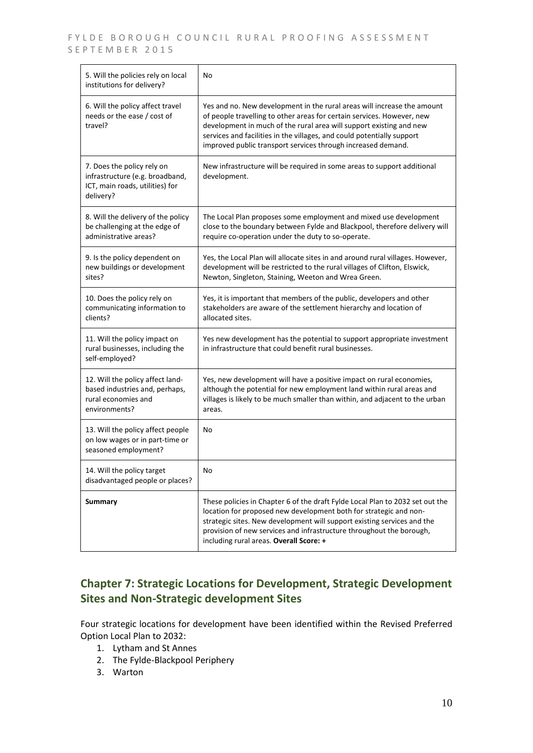| 5. Will the policies rely on local institutions for delivery? | No |
|---|---|
| 6. Will the policy affect travel needs or the ease / cost of travel? | Yes and no. New development in the rural areas will increase the amount of people travelling to other areas for certain services. However, new development in much of the rural area will support existing and new services and facilities in the villages, and could potentially support improved public transport services through increased demand. |
| 7. Does the policy rely on infrastructure (e.g. broadband, ICT, main roads, utilities) for delivery? | New infrastructure will be required in some areas to support additional development. |
| 8. Will the delivery of the policy be challenging at the edge of administrative areas? | The Local Plan proposes some employment and mixed use development close to the boundary between Fylde and Blackpool, therefore delivery will require co-operation under the duty to so-operate. |
| 9. Is the policy dependent on new buildings or development sites? | Yes, the Local Plan will allocate sites in and around rural villages. However, development will be restricted to the rural villages of Clifton, Elswick, Newton, Singleton, Staining, Weeton and Wrea Green. |
| 10. Does the policy rely on communicating information to clients? | Yes, it is important that members of the public, developers and other stakeholders are aware of the settlement hierarchy and location of allocated sites. |
| 11. Will the policy impact on rural businesses, including the self-employed? | Yes new development has the potential to support appropriate investment in infrastructure that could benefit rural businesses. |
| 12. Will the policy affect land-based industries and, perhaps, rural economies and environments? | Yes, new development will have a positive impact on rural economies, although the potential for new employment land within rural areas and villages is likely to be much smaller than within, and adjacent to the urban areas. |
| 13. Will the policy affect people on low wages or in part-time or seasoned employment? | No |
| 14. Will the policy target disadvantaged people or places? | No |
| **Summary** | These policies in Chapter 6 of the draft Fylde Local Plan to 2032 set out the location for proposed new development both for strategic and non-strategic sites. New development will support existing services and the provision of new services and infrastructure throughout the borough, including rural areas. **Overall Score: +** |

## Chapter 7: Strategic Locations for Development, Strategic Development Sites and Non-Strategic development Sites

Four strategic locations for development have been identified within the Revised Preferred Option Local Plan to 2032:

1. Lytham and St Annes
2. The Fylde-Blackpool Periphery
3. Warton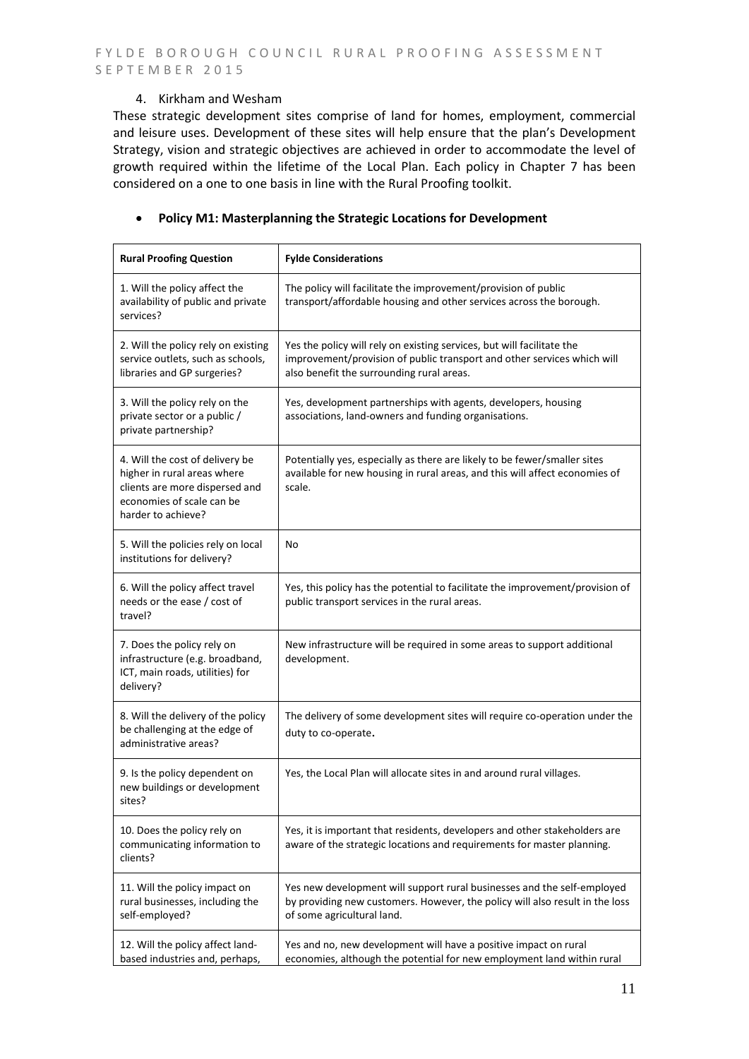4. Kirkham and Wesham

These strategic development sites comprise of land for homes, employment, commercial and leisure uses. Development of these sites will help ensure that the plan's Development Strategy, vision and strategic objectives are achieved in order to accommodate the level of growth required within the lifetime of the Local Plan. Each policy in Chapter 7 has been considered on a one to one basis in line with the Rural Proofing toolkit.

- **Policy M1: Masterplanning the Strategic Locations for Development**

| Rural Proofing Question | Fylde Considerations |
|---|---|
| 1. Will the policy affect the availability of public and private services? | The policy will facilitate the improvement/provision of public transport/affordable housing and other services across the borough. |
| 2. Will the policy rely on existing service outlets, such as schools, libraries and GP surgeries? | Yes the policy will rely on existing services, but will facilitate the improvement/provision of public transport and other services which will also benefit the surrounding rural areas. |
| 3. Will the policy rely on the private sector or a public / private partnership? | Yes, development partnerships with agents, developers, housing associations, land-owners and funding organisations. |
| 4. Will the cost of delivery be higher in rural areas where clients are more dispersed and economies of scale can be harder to achieve? | Potentially yes, especially as there are likely to be fewer/smaller sites available for new housing in rural areas, and this will affect economies of scale. |
| 5. Will the policies rely on local institutions for delivery? | No |
| 6. Will the policy affect travel needs or the ease / cost of travel? | Yes, this policy has the potential to facilitate the improvement/provision of public transport services in the rural areas. |
| 7. Does the policy rely on infrastructure (e.g. broadband, ICT, main roads, utilities) for delivery? | New infrastructure will be required in some areas to support additional development. |
| 8. Will the delivery of the policy be challenging at the edge of administrative areas? | The delivery of some development sites will require co-operation under the duty to co-operate. |
| 9. Is the policy dependent on new buildings or development sites? | Yes, the Local Plan will allocate sites in and around rural villages. |
| 10. Does the policy rely on communicating information to clients? | Yes, it is important that residents, developers and other stakeholders are aware of the strategic locations and requirements for master planning. |
| 11. Will the policy impact on rural businesses, including the self-employed? | Yes new development will support rural businesses and the self-employed by providing new customers. However, the policy will also result in the loss of some agricultural land. |
| 12. Will the policy affect land-based industries and, perhaps, | Yes and no, new development will have a positive impact on rural economies, although the potential for new employment land within rural |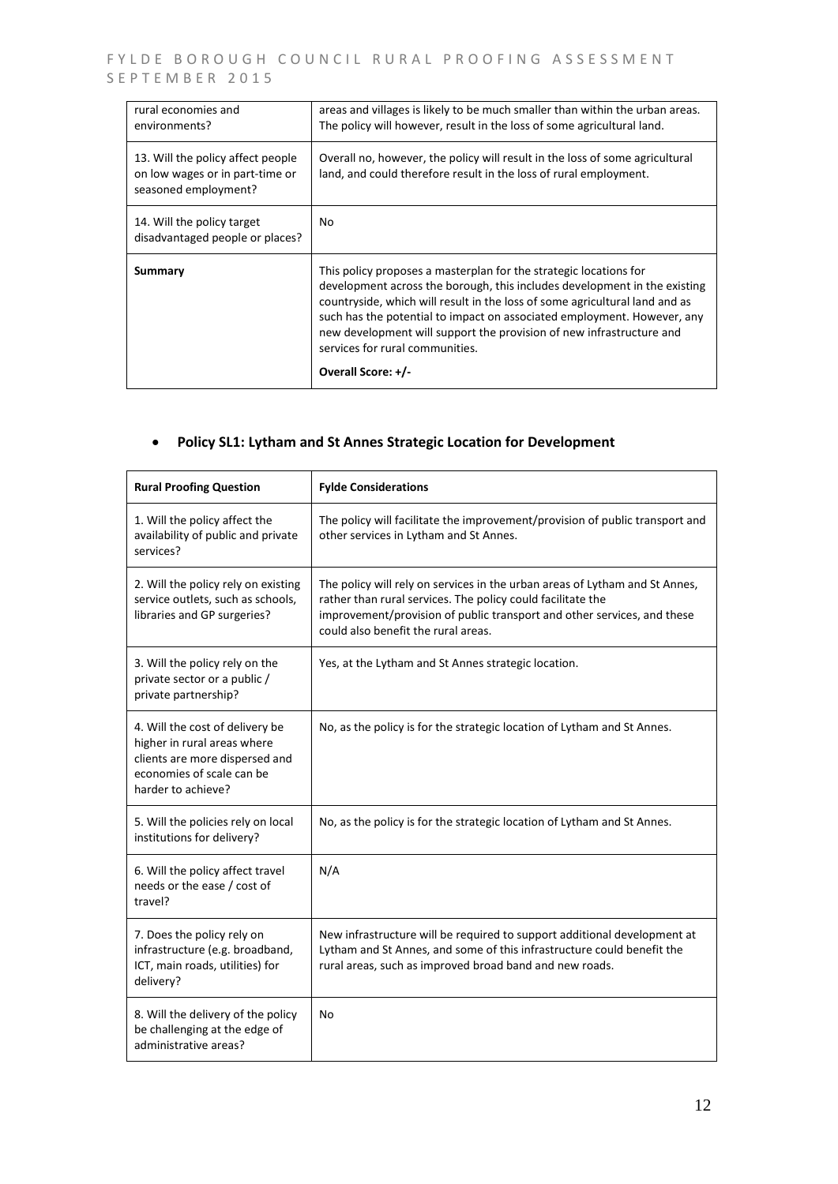| | |
|---|---|
| rural economies and environments? | areas and villages is likely to be much smaller than within the urban areas. The policy will however, result in the loss of some agricultural land. |
| 13. Will the policy affect people on low wages or in part-time or seasoned employment? | Overall no, however, the policy will result in the loss of some agricultural land, and could therefore result in the loss of rural employment. |
| 14. Will the policy target disadvantaged people or places? | No |
| **Summary** | This policy proposes a masterplan for the strategic locations for development across the borough, this includes development in the existing countryside, which will result in the loss of some agricultural land and as such has the potential to impact on associated employment. However, any new development will support the provision of new infrastructure and services for rural communities.<br><br>**Overall Score: +/-** |

- **Policy SL1: Lytham and St Annes Strategic Location for Development**

| **Rural Proofing Question** | **Fylde Considerations** |
|---|---|
| 1. Will the policy affect the availability of public and private services? | The policy will facilitate the improvement/provision of public transport and other services in Lytham and St Annes. |
| 2. Will the policy rely on existing service outlets, such as schools, libraries and GP surgeries? | The policy will rely on services in the urban areas of Lytham and St Annes, rather than rural services. The policy could facilitate the improvement/provision of public transport and other services, and these could also benefit the rural areas. |
| 3. Will the policy rely on the private sector or a public / private partnership? | Yes, at the Lytham and St Annes strategic location. |
| 4. Will the cost of delivery be higher in rural areas where clients are more dispersed and economies of scale can be harder to achieve? | No, as the policy is for the strategic location of Lytham and St Annes. |
| 5. Will the policies rely on local institutions for delivery? | No, as the policy is for the strategic location of Lytham and St Annes. |
| 6. Will the policy affect travel needs or the ease / cost of travel? | N/A |
| 7. Does the policy rely on infrastructure (e.g. broadband, ICT, main roads, utilities) for delivery? | New infrastructure will be required to support additional development at Lytham and St Annes, and some of this infrastructure could benefit the rural areas, such as improved broad band and new roads. |
| 8. Will the delivery of the policy be challenging at the edge of administrative areas? | No |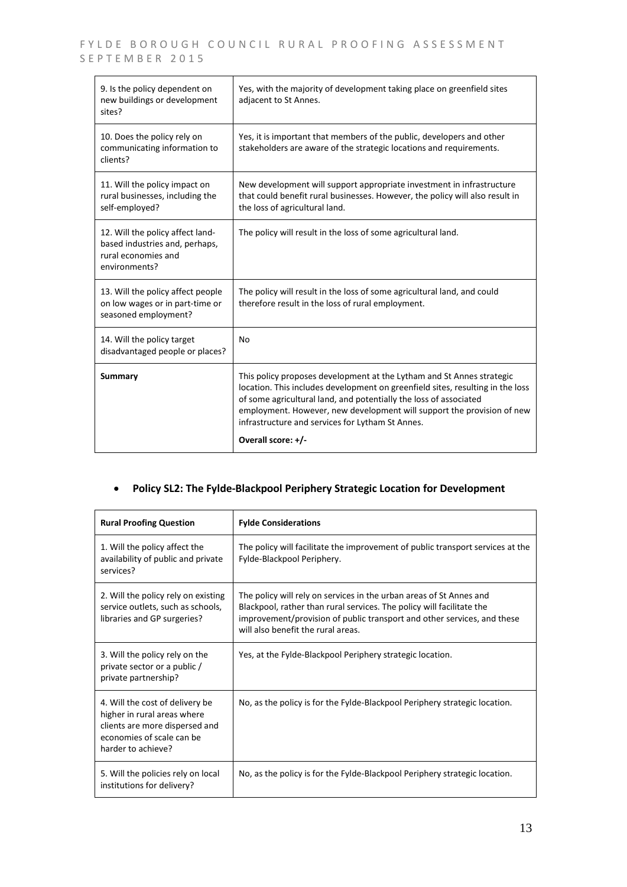| | |
|---|---|
| 9. Is the policy dependent on new buildings or development sites? | Yes, with the majority of development taking place on greenfield sites adjacent to St Annes. |
| 10. Does the policy rely on communicating information to clients? | Yes, it is important that members of the public, developers and other stakeholders are aware of the strategic locations and requirements. |
| 11. Will the policy impact on rural businesses, including the self-employed? | New development will support appropriate investment in infrastructure that could benefit rural businesses. However, the policy will also result in the loss of agricultural land. |
| 12. Will the policy affect land-based industries and, perhaps, rural economies and environments? | The policy will result in the loss of some agricultural land. |
| 13. Will the policy affect people on low wages or in part-time or seasoned employment? | The policy will result in the loss of some agricultural land, and could therefore result in the loss of rural employment. |
| 14. Will the policy target disadvantaged people or places? | No |
| **Summary** | This policy proposes development at the Lytham and St Annes strategic location. This includes development on greenfield sites, resulting in the loss of some agricultural land, and potentially the loss of associated employment. However, new development will support the provision of new infrastructure and services for Lytham St Annes. **Overall score: +/-** |

- **Policy SL2: The Fylde-Blackpool Periphery Strategic Location for Development**

| Rural Proofing Question | Fylde Considerations |
|---|---|
| 1. Will the policy affect the availability of public and private services? | The policy will facilitate the improvement of public transport services at the Fylde-Blackpool Periphery. |
| 2. Will the policy rely on existing service outlets, such as schools, libraries and GP surgeries? | The policy will rely on services in the urban areas of St Annes and Blackpool, rather than rural services. The policy will facilitate the improvement/provision of public transport and other services, and these will also benefit the rural areas. |
| 3. Will the policy rely on the private sector or a public / private partnership? | Yes, at the Fylde-Blackpool Periphery strategic location. |
| 4. Will the cost of delivery be higher in rural areas where clients are more dispersed and economies of scale can be harder to achieve? | No, as the policy is for the Fylde-Blackpool Periphery strategic location. |
| 5. Will the policies rely on local institutions for delivery? | No, as the policy is for the Fylde-Blackpool Periphery strategic location. |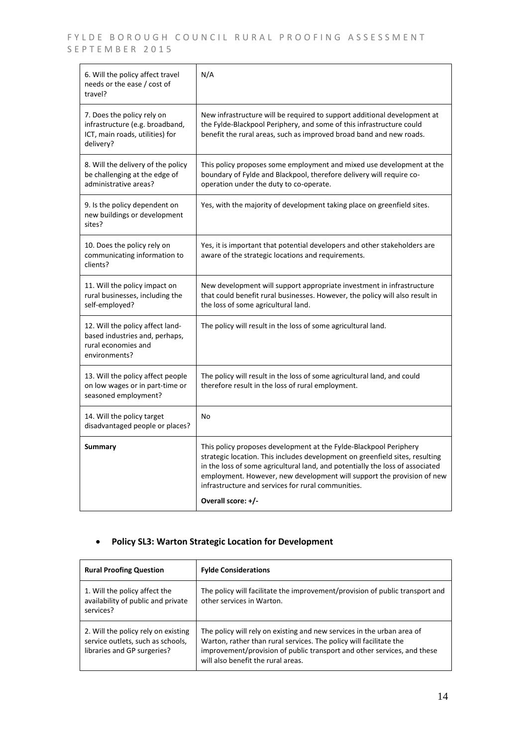| | |
|---|---|
| 6. Will the policy affect travel needs or the ease / cost of travel? | N/A |
| 7. Does the policy rely on infrastructure (e.g. broadband, ICT, main roads, utilities) for delivery? | New infrastructure will be required to support additional development at the Fylde-Blackpool Periphery, and some of this infrastructure could benefit the rural areas, such as improved broad band and new roads. |
| 8. Will the delivery of the policy be challenging at the edge of administrative areas? | This policy proposes some employment and mixed use development at the boundary of Fylde and Blackpool, therefore delivery will require co-operation under the duty to co-operate. |
| 9. Is the policy dependent on new buildings or development sites? | Yes, with the majority of development taking place on greenfield sites. |
| 10. Does the policy rely on communicating information to clients? | Yes, it is important that potential developers and other stakeholders are aware of the strategic locations and requirements. |
| 11. Will the policy impact on rural businesses, including the self-employed? | New development will support appropriate investment in infrastructure that could benefit rural businesses. However, the policy will also result in the loss of some agricultural land. |
| 12. Will the policy affect land-based industries and, perhaps, rural economies and environments? | The policy will result in the loss of some agricultural land. |
| 13. Will the policy affect people on low wages or in part-time or seasoned employment? | The policy will result in the loss of some agricultural land, and could therefore result in the loss of rural employment. |
| 14. Will the policy target disadvantaged people or places? | No |
| **Summary** | This policy proposes development at the Fylde-Blackpool Periphery strategic location. This includes development on greenfield sites, resulting in the loss of some agricultural land, and potentially the loss of associated employment. However, new development will support the provision of new infrastructure and services for rural communities.<br><br>**Overall score: +/-** |

- **Policy SL3: Warton Strategic Location for Development**

| **Rural Proofing Question** | **Fylde Considerations** |
|---|---|
| 1. Will the policy affect the availability of public and private services? | The policy will facilitate the improvement/provision of public transport and other services in Warton. |
| 2. Will the policy rely on existing service outlets, such as schools, libraries and GP surgeries? | The policy will rely on existing and new services in the urban area of Warton, rather than rural services. The policy will facilitate the improvement/provision of public transport and other services, and these will also benefit the rural areas. |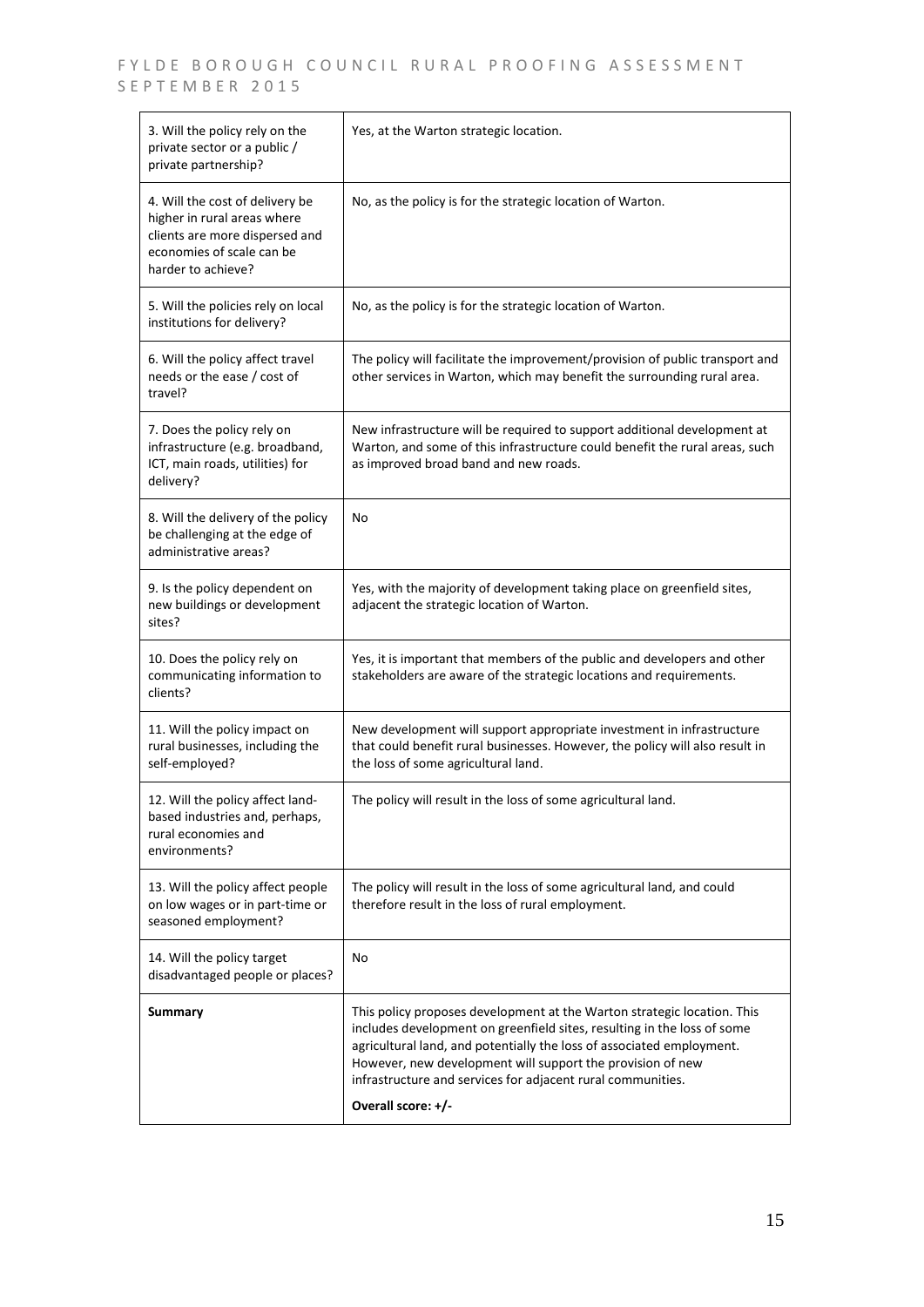| | |
|---|---|
| 3. Will the policy rely on the private sector or a public / private partnership? | Yes, at the Warton strategic location. |
| 4. Will the cost of delivery be higher in rural areas where clients are more dispersed and economies of scale can be harder to achieve? | No, as the policy is for the strategic location of Warton. |
| 5. Will the policies rely on local institutions for delivery? | No, as the policy is for the strategic location of Warton. |
| 6. Will the policy affect travel needs or the ease / cost of travel? | The policy will facilitate the improvement/provision of public transport and other services in Warton, which may benefit the surrounding rural area. |
| 7. Does the policy rely on infrastructure (e.g. broadband, ICT, main roads, utilities) for delivery? | New infrastructure will be required to support additional development at Warton, and some of this infrastructure could benefit the rural areas, such as improved broad band and new roads. |
| 8. Will the delivery of the policy be challenging at the edge of administrative areas? | No |
| 9. Is the policy dependent on new buildings or development sites? | Yes, with the majority of development taking place on greenfield sites, adjacent the strategic location of Warton. |
| 10. Does the policy rely on communicating information to clients? | Yes, it is important that members of the public and developers and other stakeholders are aware of the strategic locations and requirements. |
| 11. Will the policy impact on rural businesses, including the self-employed? | New development will support appropriate investment in infrastructure that could benefit rural businesses. However, the policy will also result in the loss of some agricultural land. |
| 12. Will the policy affect land-based industries and, perhaps, rural economies and environments? | The policy will result in the loss of some agricultural land. |
| 13. Will the policy affect people on low wages or in part-time or seasoned employment? | The policy will result in the loss of some agricultural land, and could therefore result in the loss of rural employment. |
| 14. Will the policy target disadvantaged people or places? | No |
| **Summary** | This policy proposes development at the Warton strategic location. This includes development on greenfield sites, resulting in the loss of some agricultural land, and potentially the loss of associated employment. However, new development will support the provision of new infrastructure and services for adjacent rural communities. **Overall score: +/-** |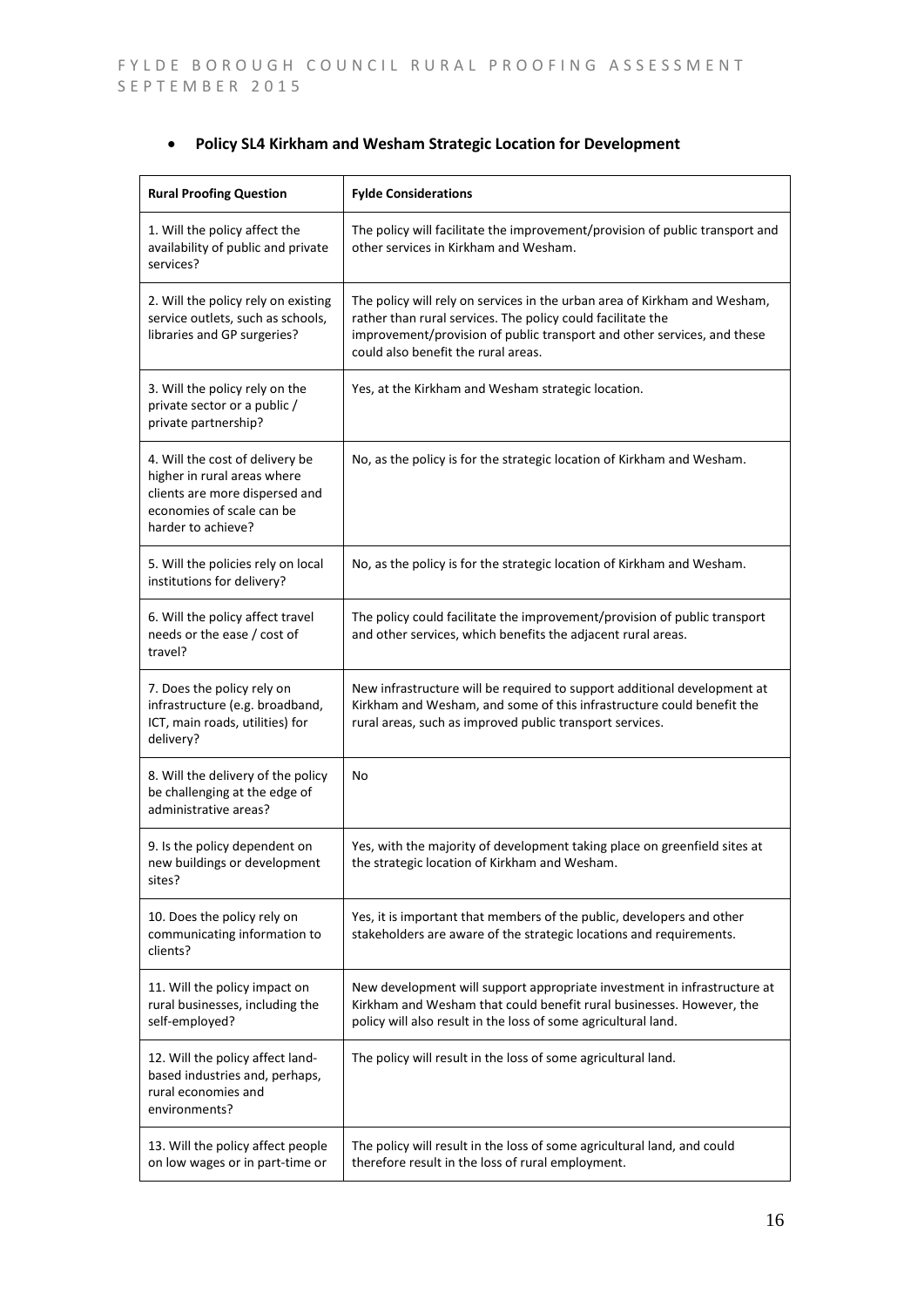- **Policy SL4 Kirkham and Wesham Strategic Location for Development**

| Rural Proofing Question | Fylde Considerations |
|---|---|
| 1. Will the policy affect the availability of public and private services? | The policy will facilitate the improvement/provision of public transport and other services in Kirkham and Wesham. |
| 2. Will the policy rely on existing service outlets, such as schools, libraries and GP surgeries? | The policy will rely on services in the urban area of Kirkham and Wesham, rather than rural services. The policy could facilitate the improvement/provision of public transport and other services, and these could also benefit the rural areas. |
| 3. Will the policy rely on the private sector or a public / private partnership? | Yes, at the Kirkham and Wesham strategic location. |
| 4. Will the cost of delivery be higher in rural areas where clients are more dispersed and economies of scale can be harder to achieve? | No, as the policy is for the strategic location of Kirkham and Wesham. |
| 5. Will the policies rely on local institutions for delivery? | No, as the policy is for the strategic location of Kirkham and Wesham. |
| 6. Will the policy affect travel needs or the ease / cost of travel? | The policy could facilitate the improvement/provision of public transport and other services, which benefits the adjacent rural areas. |
| 7. Does the policy rely on infrastructure (e.g. broadband, ICT, main roads, utilities) for delivery? | New infrastructure will be required to support additional development at Kirkham and Wesham, and some of this infrastructure could benefit the rural areas, such as improved public transport services. |
| 8. Will the delivery of the policy be challenging at the edge of administrative areas? | No |
| 9. Is the policy dependent on new buildings or development sites? | Yes, with the majority of development taking place on greenfield sites at the strategic location of Kirkham and Wesham. |
| 10. Does the policy rely on communicating information to clients? | Yes, it is important that members of the public, developers and other stakeholders are aware of the strategic locations and requirements. |
| 11. Will the policy impact on rural businesses, including the self-employed? | New development will support appropriate investment in infrastructure at Kirkham and Wesham that could benefit rural businesses. However, the policy will also result in the loss of some agricultural land. |
| 12. Will the policy affect land-based industries and, perhaps, rural economies and environments? | The policy will result in the loss of some agricultural land. |
| 13. Will the policy affect people on low wages or in part-time or | The policy will result in the loss of some agricultural land, and could therefore result in the loss of rural employment. |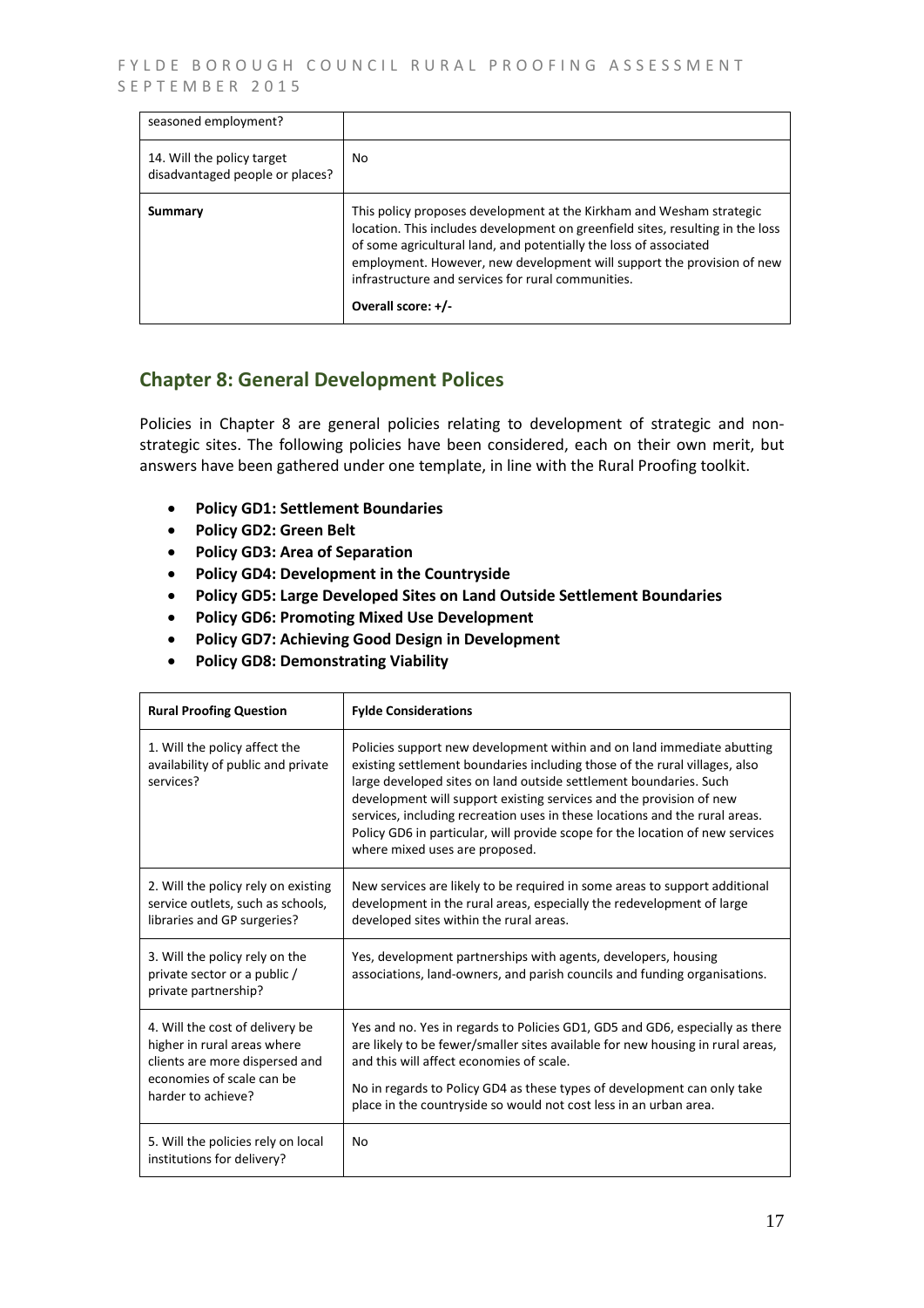| | |
|---|---|
| seasoned employment? | |
| 14. Will the policy target disadvantaged people or places? | No |
| **Summary** | This policy proposes development at the Kirkham and Wesham strategic location. This includes development on greenfield sites, resulting in the loss of some agricultural land, and potentially the loss of associated employment. However, new development will support the provision of new infrastructure and services for rural communities.<br><br>**Overall score: +/-** |

## Chapter 8: General Development Polices

Policies in Chapter 8 are general policies relating to development of strategic and non-strategic sites. The following policies have been considered, each on their own merit, but answers have been gathered under one template, in line with the Rural Proofing toolkit.

- **Policy GD1: Settlement Boundaries**
- **Policy GD2: Green Belt**
- **Policy GD3: Area of Separation**
- **Policy GD4: Development in the Countryside**
- **Policy GD5: Large Developed Sites on Land Outside Settlement Boundaries**
- **Policy GD6: Promoting Mixed Use Development**
- **Policy GD7: Achieving Good Design in Development**
- **Policy GD8: Demonstrating Viability**

| **Rural Proofing Question** | **Fylde Considerations** |
|---|---|
| 1. Will the policy affect the availability of public and private services? | Policies support new development within and on land immediate abutting existing settlement boundaries including those of the rural villages, also large developed sites on land outside settlement boundaries. Such development will support existing services and the provision of new services, including recreation uses in these locations and the rural areas. Policy GD6 in particular, will provide scope for the location of new services where mixed uses are proposed. |
| 2. Will the policy rely on existing service outlets, such as schools, libraries and GP surgeries? | New services are likely to be required in some areas to support additional development in the rural areas, especially the redevelopment of large developed sites within the rural areas. |
| 3. Will the policy rely on the private sector or a public / private partnership? | Yes, development partnerships with agents, developers, housing associations, land-owners, and parish councils and funding organisations. |
| 4. Will the cost of delivery be higher in rural areas where clients are more dispersed and economies of scale can be harder to achieve? | Yes and no. Yes in regards to Policies GD1, GD5 and GD6, especially as there are likely to be fewer/smaller sites available for new housing in rural areas, and this will affect economies of scale.<br><br>No in regards to Policy GD4 as these types of development can only take place in the countryside so would not cost less in an urban area. |
| 5. Will the policies rely on local institutions for delivery? | No |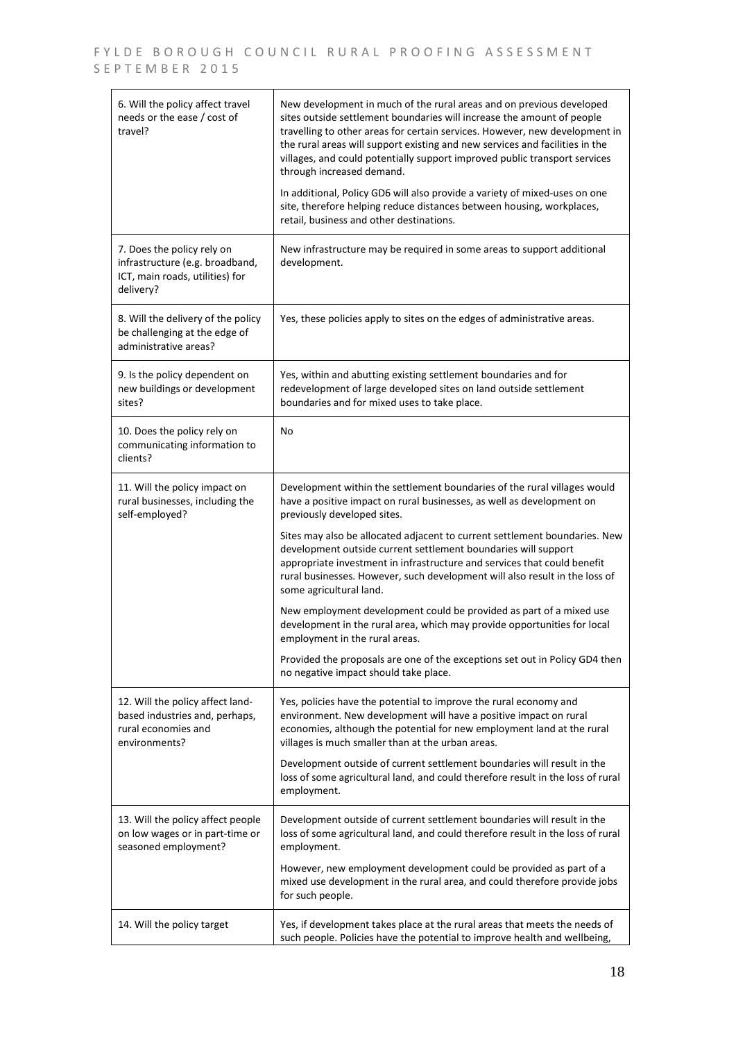| | |
|---|---|
| 6. Will the policy affect travel needs or the ease / cost of travel? | New development in much of the rural areas and on previous developed sites outside settlement boundaries will increase the amount of people travelling to other areas for certain services. However, new development in the rural areas will support existing and new services and facilities in the villages, and could potentially support improved public transport services through increased demand.<br><br>In additional, Policy GD6 will also provide a variety of mixed-uses on one site, therefore helping reduce distances between housing, workplaces, retail, business and other destinations. |
| 7. Does the policy rely on infrastructure (e.g. broadband, ICT, main roads, utilities) for delivery? | New infrastructure may be required in some areas to support additional development. |
| 8. Will the delivery of the policy be challenging at the edge of administrative areas? | Yes, these policies apply to sites on the edges of administrative areas. |
| 9. Is the policy dependent on new buildings or development sites? | Yes, within and abutting existing settlement boundaries and for redevelopment of large developed sites on land outside settlement boundaries and for mixed uses to take place. |
| 10. Does the policy rely on communicating information to clients? | No |
| 11. Will the policy impact on rural businesses, including the self-employed? | Development within the settlement boundaries of the rural villages would have a positive impact on rural businesses, as well as development on previously developed sites.<br><br>Sites may also be allocated adjacent to current settlement boundaries. New development outside current settlement boundaries will support appropriate investment in infrastructure and services that could benefit rural businesses. However, such development will also result in the loss of some agricultural land.<br><br>New employment development could be provided as part of a mixed use development in the rural area, which may provide opportunities for local employment in the rural areas.<br><br>Provided the proposals are one of the exceptions set out in Policy GD4 then no negative impact should take place. |
| 12. Will the policy affect land-based industries and, perhaps, rural economies and environments? | Yes, policies have the potential to improve the rural economy and environment. New development will have a positive impact on rural economies, although the potential for new employment land at the rural villages is much smaller than at the urban areas.<br><br>Development outside of current settlement boundaries will result in the loss of some agricultural land, and could therefore result in the loss of rural employment. |
| 13. Will the policy affect people on low wages or in part-time or seasoned employment? | Development outside of current settlement boundaries will result in the loss of some agricultural land, and could therefore result in the loss of rural employment.<br><br>However, new employment development could be provided as part of a mixed use development in the rural area, and could therefore provide jobs for such people. |
| 14. Will the policy target | Yes, if development takes place at the rural areas that meets the needs of such people. Policies have the potential to improve health and wellbeing, |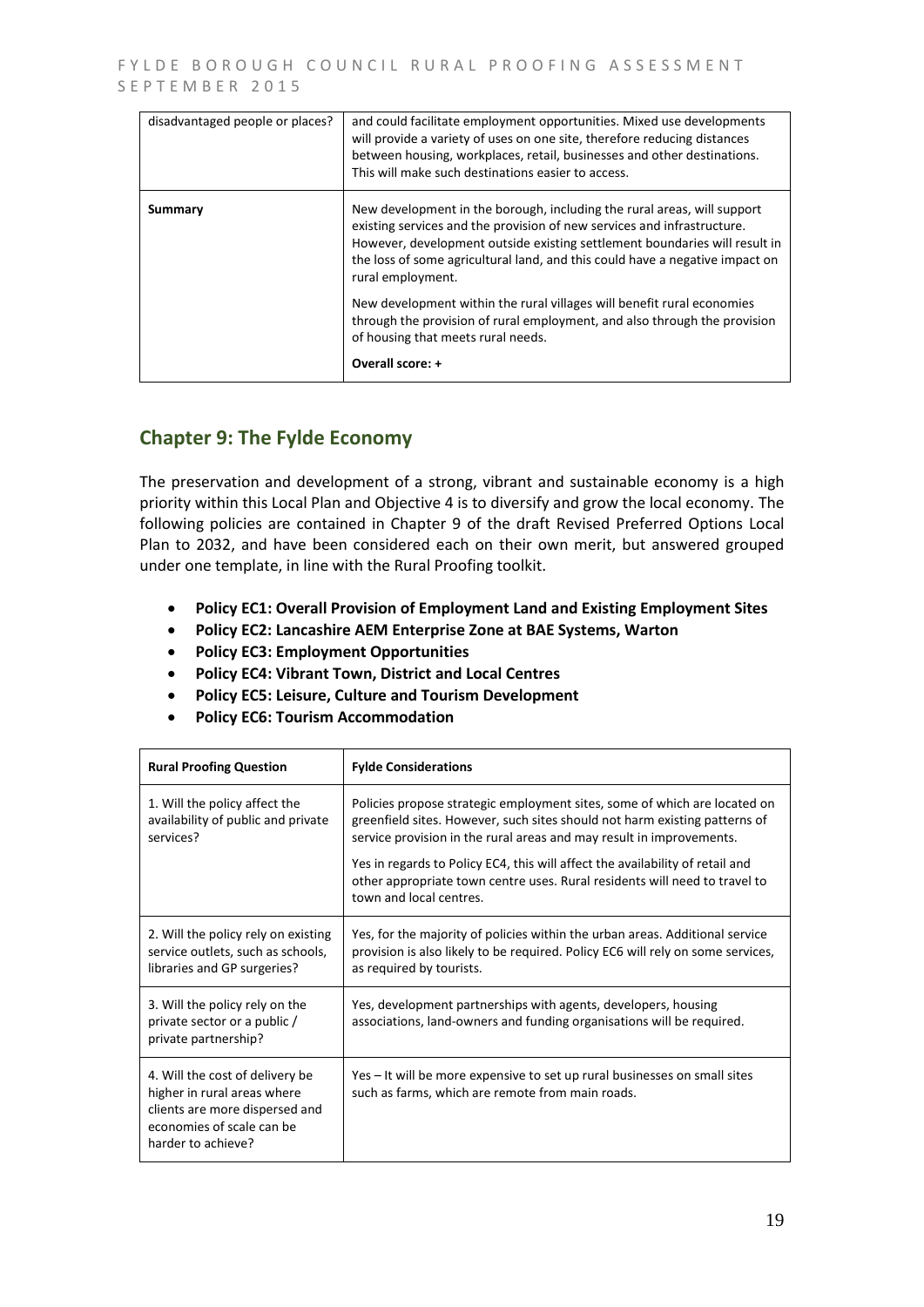| disadvantaged people or places? | and could facilitate employment opportunities. Mixed use developments will provide a variety of uses on one site, therefore reducing distances between housing, workplaces, retail, businesses and other destinations. This will make such destinations easier to access. |
|---|---|
| **Summary** | New development in the borough, including the rural areas, will support existing services and the provision of new services and infrastructure. However, development outside existing settlement boundaries will result in the loss of some agricultural land, and this could have a negative impact on rural employment.<br><br>New development within the rural villages will benefit rural economies through the provision of rural employment, and also through the provision of housing that meets rural needs.<br><br>**Overall score: +** |

## Chapter 9: The Fylde Economy

The preservation and development of a strong, vibrant and sustainable economy is a high priority within this Local Plan and Objective 4 is to diversify and grow the local economy. The following policies are contained in Chapter 9 of the draft Revised Preferred Options Local Plan to 2032, and have been considered each on their own merit, but answered grouped under one template, in line with the Rural Proofing toolkit.

- **Policy EC1: Overall Provision of Employment Land and Existing Employment Sites**
- **Policy EC2: Lancashire AEM Enterprise Zone at BAE Systems, Warton**
- **Policy EC3: Employment Opportunities**
- **Policy EC4: Vibrant Town, District and Local Centres**
- **Policy EC5: Leisure, Culture and Tourism Development**
- **Policy EC6: Tourism Accommodation**

| Rural Proofing Question | Fylde Considerations |
|---|---|
| 1. Will the policy affect the availability of public and private services? | Policies propose strategic employment sites, some of which are located on greenfield sites. However, such sites should not harm existing patterns of service provision in the rural areas and may result in improvements.<br><br>Yes in regards to Policy EC4, this will affect the availability of retail and other appropriate town centre uses. Rural residents will need to travel to town and local centres. |
| 2. Will the policy rely on existing service outlets, such as schools, libraries and GP surgeries? | Yes, for the majority of policies within the urban areas. Additional service provision is also likely to be required. Policy EC6 will rely on some services, as required by tourists. |
| 3. Will the policy rely on the private sector or a public / private partnership? | Yes, development partnerships with agents, developers, housing associations, land-owners and funding organisations will be required. |
| 4. Will the cost of delivery be higher in rural areas where clients are more dispersed and economies of scale can be harder to achieve? | Yes – It will be more expensive to set up rural businesses on small sites such as farms, which are remote from main roads. |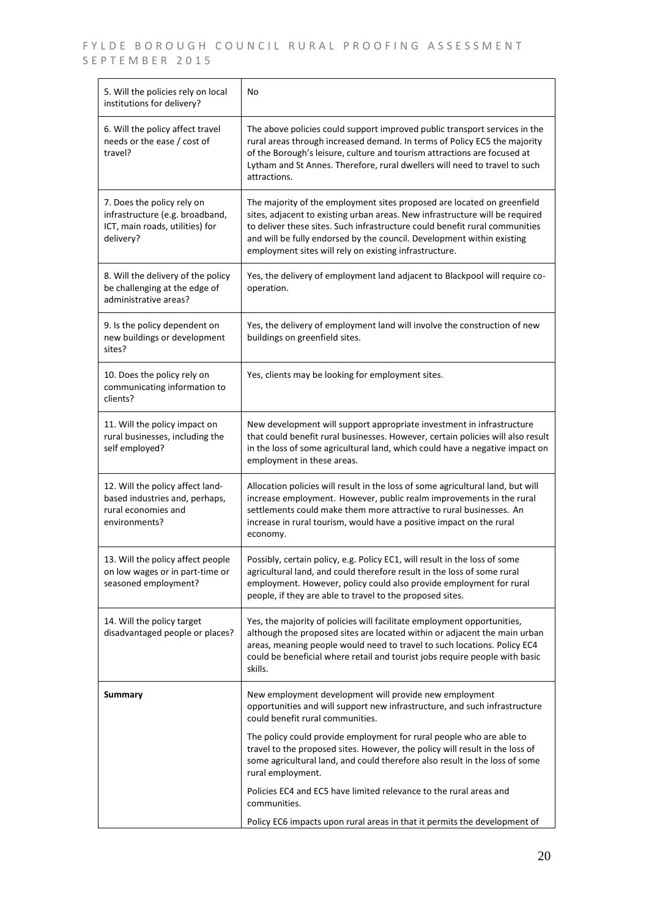| | |
|---|---|
| 5. Will the policies rely on local institutions for delivery? | No |
| 6. Will the policy affect travel needs or the ease / cost of travel? | The above policies could support improved public transport services in the rural areas through increased demand. In terms of Policy EC5 the majority of the Borough's leisure, culture and tourism attractions are focused at Lytham and St Annes. Therefore, rural dwellers will need to travel to such attractions. |
| 7. Does the policy rely on infrastructure (e.g. broadband, ICT, main roads, utilities) for delivery? | The majority of the employment sites proposed are located on greenfield sites, adjacent to existing urban areas. New infrastructure will be required to deliver these sites. Such infrastructure could benefit rural communities and will be fully endorsed by the council. Development within existing employment sites will rely on existing infrastructure. |
| 8. Will the delivery of the policy be challenging at the edge of administrative areas? | Yes, the delivery of employment land adjacent to Blackpool will require co-operation. |
| 9. Is the policy dependent on new buildings or development sites? | Yes, the delivery of employment land will involve the construction of new buildings on greenfield sites. |
| 10. Does the policy rely on communicating information to clients? | Yes, clients may be looking for employment sites. |
| 11. Will the policy impact on rural businesses, including the self employed? | New development will support appropriate investment in infrastructure that could benefit rural businesses. However, certain policies will also result in the loss of some agricultural land, which could have a negative impact on employment in these areas. |
| 12. Will the policy affect land-based industries and, perhaps, rural economies and environments? | Allocation policies will result in the loss of some agricultural land, but will increase employment. However, public realm improvements in the rural settlements could make them more attractive to rural businesses. An increase in rural tourism, would have a positive impact on the rural economy. |
| 13. Will the policy affect people on low wages or in part-time or seasoned employment? | Possibly, certain policy, e.g. Policy EC1, will result in the loss of some agricultural land, and could therefore result in the loss of some rural employment. However, policy could also provide employment for rural people, if they are able to travel to the proposed sites. |
| 14. Will the policy target disadvantaged people or places? | Yes, the majority of policies will facilitate employment opportunities, although the proposed sites are located within or adjacent the main urban areas, meaning people would need to travel to such locations. Policy EC4 could be beneficial where retail and tourist jobs require people with basic skills. |
| **Summary** | New employment development will provide new employment opportunities and will support new infrastructure, and such infrastructure could benefit rural communities.<br><br>The policy could provide employment for rural people who are able to travel to the proposed sites. However, the policy will result in the loss of some agricultural land, and could therefore also result in the loss of some rural employment.<br><br>Policies EC4 and EC5 have limited relevance to the rural areas and communities.<br><br>Policy EC6 impacts upon rural areas in that it permits the development of |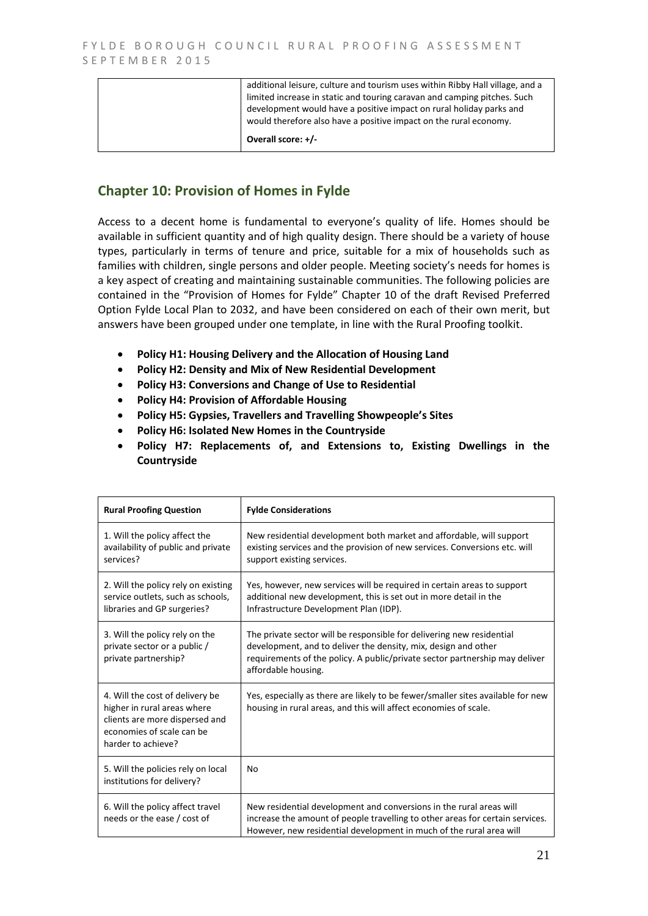| | additional leisure, culture and tourism uses within Ribby Hall village, and a limited increase in static and touring caravan and camping pitches. Such development would have a positive impact on rural holiday parks and would therefore also have a positive impact on the rural economy.<br><br>**Overall score: +/-** |
|---|---|

## Chapter 10: Provision of Homes in Fylde

Access to a decent home is fundamental to everyone's quality of life. Homes should be available in sufficient quantity and of high quality design. There should be a variety of house types, particularly in terms of tenure and price, suitable for a mix of households such as families with children, single persons and older people. Meeting society's needs for homes is a key aspect of creating and maintaining sustainable communities. The following policies are contained in the "Provision of Homes for Fylde" Chapter 10 of the draft Revised Preferred Option Fylde Local Plan to 2032, and have been considered on each of their own merit, but answers have been grouped under one template, in line with the Rural Proofing toolkit.

- **Policy H1: Housing Delivery and the Allocation of Housing Land**
- **Policy H2: Density and Mix of New Residential Development**
- **Policy H3: Conversions and Change of Use to Residential**
- **Policy H4: Provision of Affordable Housing**
- **Policy H5: Gypsies, Travellers and Travelling Showpeople's Sites**
- **Policy H6: Isolated New Homes in the Countryside**
- **Policy H7: Replacements of, and Extensions to, Existing Dwellings in the Countryside**

| Rural Proofing Question | Fylde Considerations |
|---|---|
| 1. Will the policy affect the availability of public and private services? | New residential development both market and affordable, will support existing services and the provision of new services. Conversions etc. will support existing services. |
| 2. Will the policy rely on existing service outlets, such as schools, libraries and GP surgeries? | Yes, however, new services will be required in certain areas to support additional new development, this is set out in more detail in the Infrastructure Development Plan (IDP). |
| 3. Will the policy rely on the private sector or a public / private partnership? | The private sector will be responsible for delivering new residential development, and to deliver the density, mix, design and other requirements of the policy. A public/private sector partnership may deliver affordable housing. |
| 4. Will the cost of delivery be higher in rural areas where clients are more dispersed and economies of scale can be harder to achieve? | Yes, especially as there are likely to be fewer/smaller sites available for new housing in rural areas, and this will affect economies of scale. |
| 5. Will the policies rely on local institutions for delivery? | No |
| 6. Will the policy affect travel needs or the ease / cost of | New residential development and conversions in the rural areas will increase the amount of people travelling to other areas for certain services. However, new residential development in much of the rural area will |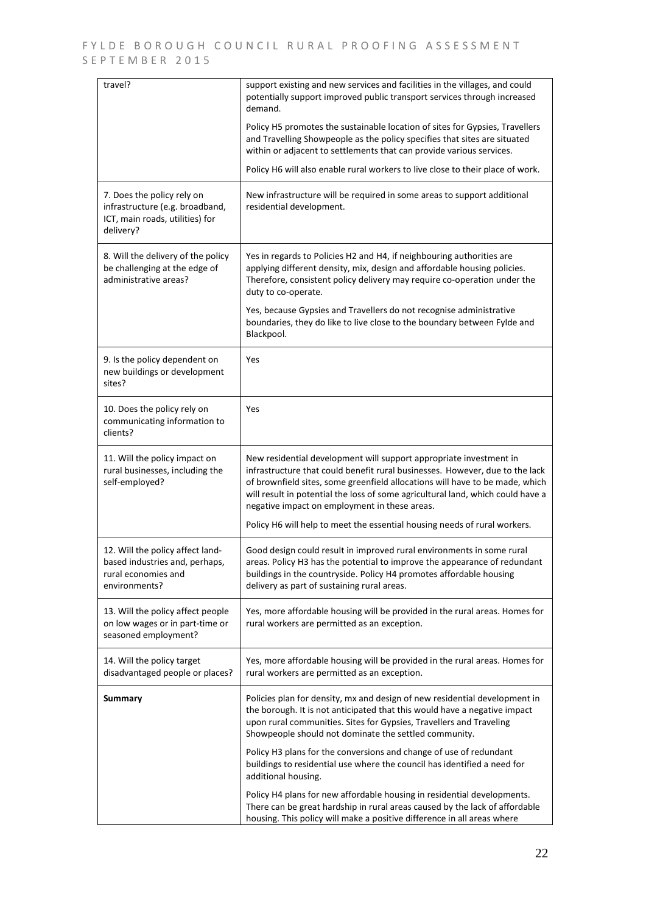| travel? | support existing and new services and facilities in the villages, and could potentially support improved public transport services through increased demand.<br><br>Policy H5 promotes the sustainable location of sites for Gypsies, Travellers and Travelling Showpeople as the policy specifies that sites are situated within or adjacent to settlements that can provide various services.<br><br>Policy H6 will also enable rural workers to live close to their place of work. |
|---|---|
| 7. Does the policy rely on infrastructure (e.g. broadband, ICT, main roads, utilities) for delivery? | New infrastructure will be required in some areas to support additional residential development. |
| 8. Will the delivery of the policy be challenging at the edge of administrative areas? | Yes in regards to Policies H2 and H4, if neighbouring authorities are applying different density, mix, design and affordable housing policies. Therefore, consistent policy delivery may require co-operation under the duty to co-operate.<br><br>Yes, because Gypsies and Travellers do not recognise administrative boundaries, they do like to live close to the boundary between Fylde and Blackpool. |
| 9. Is the policy dependent on new buildings or development sites? | Yes |
| 10. Does the policy rely on communicating information to clients? | Yes |
| 11. Will the policy impact on rural businesses, including the self-employed? | New residential development will support appropriate investment in infrastructure that could benefit rural businesses. However, due to the lack of brownfield sites, some greenfield allocations will have to be made, which will result in potential the loss of some agricultural land, which could have a negative impact on employment in these areas.<br><br>Policy H6 will help to meet the essential housing needs of rural workers. |
| 12. Will the policy affect land-based industries and, perhaps, rural economies and environments? | Good design could result in improved rural environments in some rural areas. Policy H3 has the potential to improve the appearance of redundant buildings in the countryside. Policy H4 promotes affordable housing delivery as part of sustaining rural areas. |
| 13. Will the policy affect people on low wages or in part-time or seasoned employment? | Yes, more affordable housing will be provided in the rural areas. Homes for rural workers are permitted as an exception. |
| 14. Will the policy target disadvantaged people or places? | Yes, more affordable housing will be provided in the rural areas. Homes for rural workers are permitted as an exception. |
| **Summary** | Policies plan for density, mx and design of new residential development in the borough. It is not anticipated that this would have a negative impact upon rural communities. Sites for Gypsies, Travellers and Traveling Showpeople should not dominate the settled community.<br><br>Policy H3 plans for the conversions and change of use of redundant buildings to residential use where the council has identified a need for additional housing.<br><br>Policy H4 plans for new affordable housing in residential developments. There can be great hardship in rural areas caused by the lack of affordable housing. This policy will make a positive difference in all areas where |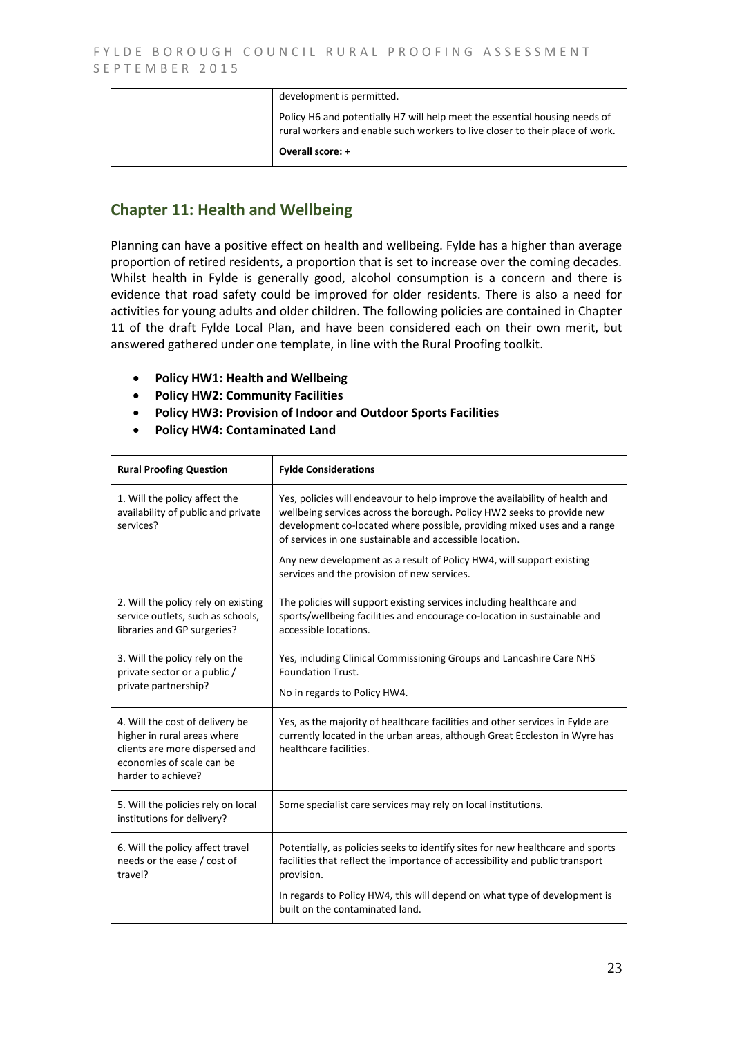| | |
|---|---|
| | development is permitted.<br><br>Policy H6 and potentially H7 will help meet the essential housing needs of rural workers and enable such workers to live closer to their place of work.<br><br>**Overall score: +** |

## Chapter 11: Health and Wellbeing

Planning can have a positive effect on health and wellbeing. Fylde has a higher than average proportion of retired residents, a proportion that is set to increase over the coming decades. Whilst health in Fylde is generally good, alcohol consumption is a concern and there is evidence that road safety could be improved for older residents. There is also a need for activities for young adults and older children. The following policies are contained in Chapter 11 of the draft Fylde Local Plan, and have been considered each on their own merit, but answered gathered under one template, in line with the Rural Proofing toolkit.

- **Policy HW1: Health and Wellbeing**
- **Policy HW2: Community Facilities**
- **Policy HW3: Provision of Indoor and Outdoor Sports Facilities**
- **Policy HW4: Contaminated Land**

| Rural Proofing Question | Fylde Considerations |
|---|---|
| 1. Will the policy affect the availability of public and private services? | Yes, policies will endeavour to help improve the availability of health and wellbeing services across the borough. Policy HW2 seeks to provide new development co-located where possible, providing mixed uses and a range of services in one sustainable and accessible location.<br><br>Any new development as a result of Policy HW4, will support existing services and the provision of new services. |
| 2. Will the policy rely on existing service outlets, such as schools, libraries and GP surgeries? | The policies will support existing services including healthcare and sports/wellbeing facilities and encourage co-location in sustainable and accessible locations. |
| 3. Will the policy rely on the private sector or a public / private partnership? | Yes, including Clinical Commissioning Groups and Lancashire Care NHS Foundation Trust.<br><br>No in regards to Policy HW4. |
| 4. Will the cost of delivery be higher in rural areas where clients are more dispersed and economies of scale can be harder to achieve? | Yes, as the majority of healthcare facilities and other services in Fylde are currently located in the urban areas, although Great Eccleston in Wyre has healthcare facilities. |
| 5. Will the policies rely on local institutions for delivery? | Some specialist care services may rely on local institutions. |
| 6. Will the policy affect travel needs or the ease / cost of travel? | Potentially, as policies seeks to identify sites for new healthcare and sports facilities that reflect the importance of accessibility and public transport provision.<br><br>In regards to Policy HW4, this will depend on what type of development is built on the contaminated land. |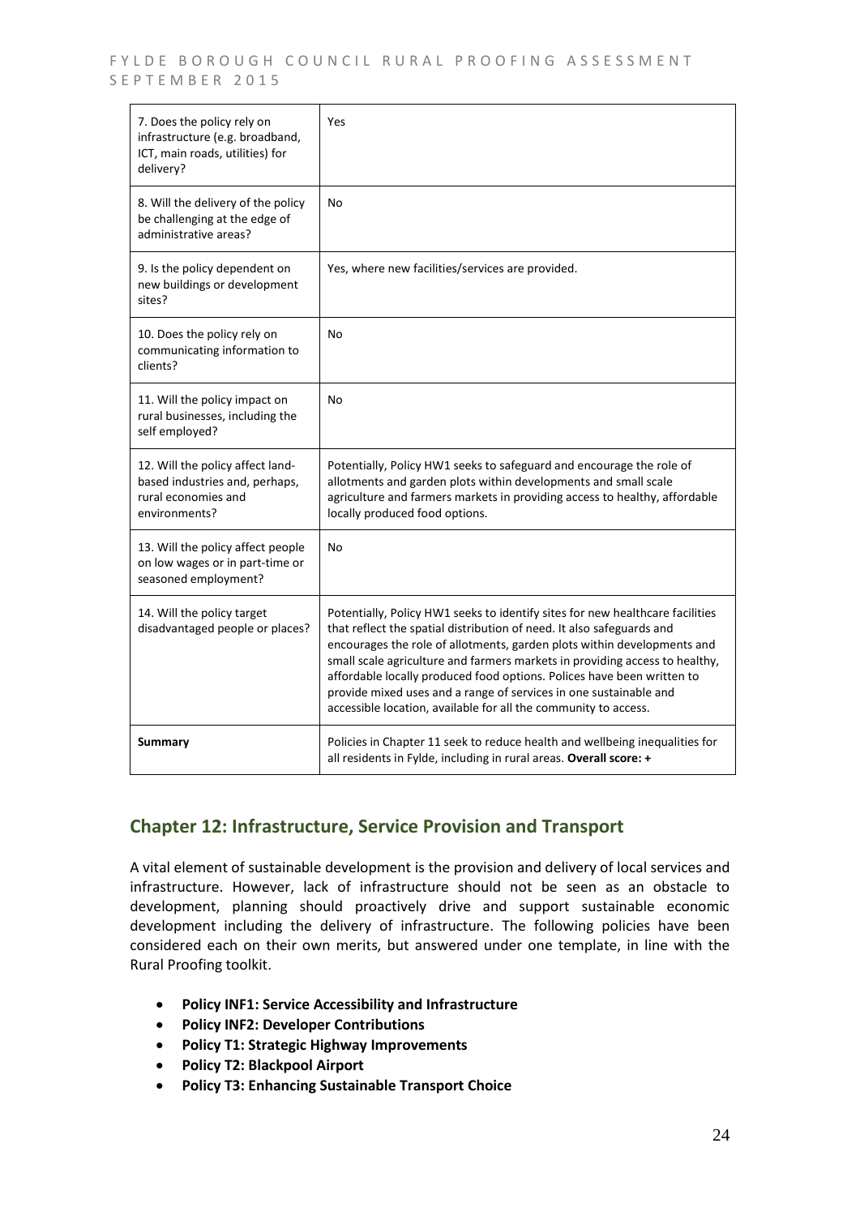| | |
|---|---|
| 7. Does the policy rely on infrastructure (e.g. broadband, ICT, main roads, utilities) for delivery? | Yes |
| 8. Will the delivery of the policy be challenging at the edge of administrative areas? | No |
| 9. Is the policy dependent on new buildings or development sites? | Yes, where new facilities/services are provided. |
| 10. Does the policy rely on communicating information to clients? | No |
| 11. Will the policy impact on rural businesses, including the self employed? | No |
| 12. Will the policy affect land-based industries and, perhaps, rural economies and environments? | Potentially, Policy HW1 seeks to safeguard and encourage the role of allotments and garden plots within developments and small scale agriculture and farmers markets in providing access to healthy, affordable locally produced food options. |
| 13. Will the policy affect people on low wages or in part-time or seasoned employment? | No |
| 14. Will the policy target disadvantaged people or places? | Potentially, Policy HW1 seeks to identify sites for new healthcare facilities that reflect the spatial distribution of need. It also safeguards and encourages the role of allotments, garden plots within developments and small scale agriculture and farmers markets in providing access to healthy, affordable locally produced food options. Polices have been written to provide mixed uses and a range of services in one sustainable and accessible location, available for all the community to access. |
| **Summary** | Policies in Chapter 11 seek to reduce health and wellbeing inequalities for all residents in Fylde, including in rural areas. **Overall score: +** |

## Chapter 12: Infrastructure, Service Provision and Transport

A vital element of sustainable development is the provision and delivery of local services and infrastructure. However, lack of infrastructure should not be seen as an obstacle to development, planning should proactively drive and support sustainable economic development including the delivery of infrastructure. The following policies have been considered each on their own merits, but answered under one template, in line with the Rural Proofing toolkit.

- **Policy INF1: Service Accessibility and Infrastructure**
- **Policy INF2: Developer Contributions**
- **Policy T1: Strategic Highway Improvements**
- **Policy T2: Blackpool Airport**
- **Policy T3: Enhancing Sustainable Transport Choice**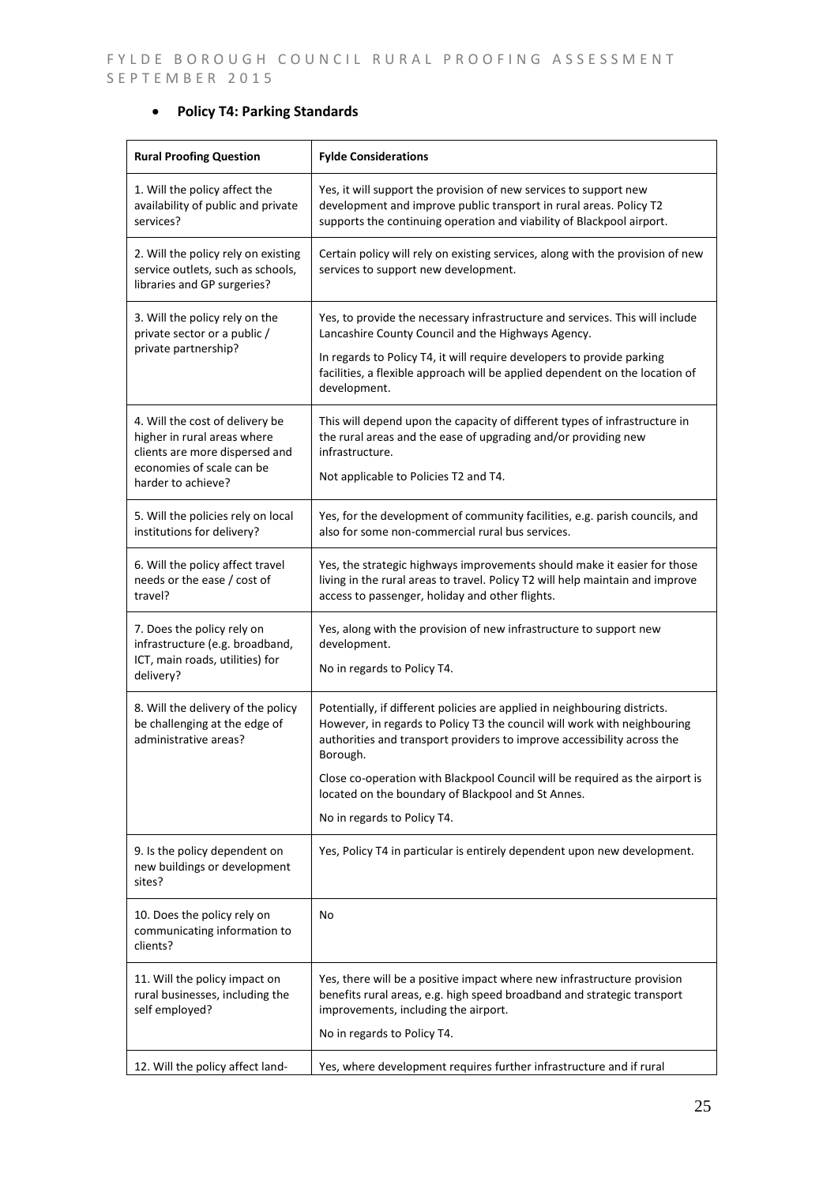- **Policy T4: Parking Standards**

| Rural Proofing Question | Fylde Considerations |
|---|---|
| 1. Will the policy affect the availability of public and private services? | Yes, it will support the provision of new services to support new development and improve public transport in rural areas. Policy T2 supports the continuing operation and viability of Blackpool airport. |
| 2. Will the policy rely on existing service outlets, such as schools, libraries and GP surgeries? | Certain policy will rely on existing services, along with the provision of new services to support new development. |
| 3. Will the policy rely on the private sector or a public / private partnership? | Yes, to provide the necessary infrastructure and services. This will include Lancashire County Council and the Highways Agency.<br><br>In regards to Policy T4, it will require developers to provide parking facilities, a flexible approach will be applied dependent on the location of development. |
| 4. Will the cost of delivery be higher in rural areas where clients are more dispersed and economies of scale can be harder to achieve? | This will depend upon the capacity of different types of infrastructure in the rural areas and the ease of upgrading and/or providing new infrastructure.<br><br>Not applicable to Policies T2 and T4. |
| 5. Will the policies rely on local institutions for delivery? | Yes, for the development of community facilities, e.g. parish councils, and also for some non-commercial rural bus services. |
| 6. Will the policy affect travel needs or the ease / cost of travel? | Yes, the strategic highways improvements should make it easier for those living in the rural areas to travel. Policy T2 will help maintain and improve access to passenger, holiday and other flights. |
| 7. Does the policy rely on infrastructure (e.g. broadband, ICT, main roads, utilities) for delivery? | Yes, along with the provision of new infrastructure to support new development.<br><br>No in regards to Policy T4. |
| 8. Will the delivery of the policy be challenging at the edge of administrative areas? | Potentially, if different policies are applied in neighbouring districts. However, in regards to Policy T3 the council will work with neighbouring authorities and transport providers to improve accessibility across the Borough.<br><br>Close co-operation with Blackpool Council will be required as the airport is located on the boundary of Blackpool and St Annes.<br><br>No in regards to Policy T4. |
| 9. Is the policy dependent on new buildings or development sites? | Yes, Policy T4 in particular is entirely dependent upon new development. |
| 10. Does the policy rely on communicating information to clients? | No |
| 11. Will the policy impact on rural businesses, including the self employed? | Yes, there will be a positive impact where new infrastructure provision benefits rural areas, e.g. high speed broadband and strategic transport improvements, including the airport.<br><br>No in regards to Policy T4. |
| 12. Will the policy affect land- | Yes, where development requires further infrastructure and if rural |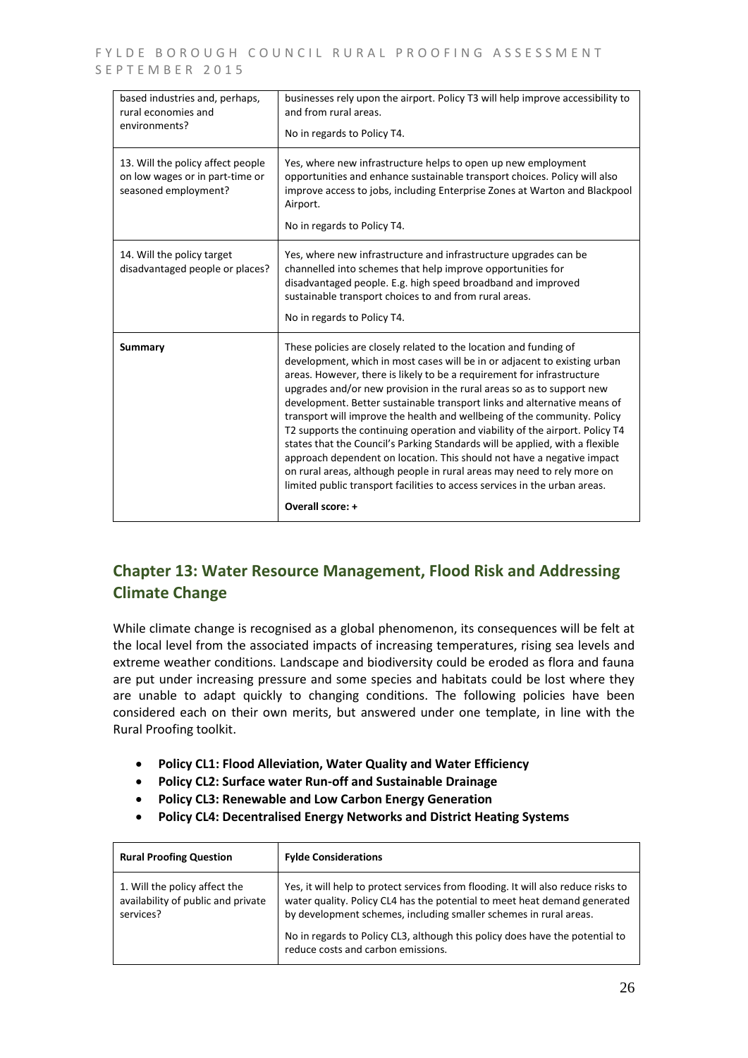| | |
|---|---|
| based industries and, perhaps, rural economies and environments? | businesses rely upon the airport. Policy T3 will help improve accessibility to and from rural areas.<br><br>No in regards to Policy T4. |
| 13. Will the policy affect people on low wages or in part-time or seasoned employment? | Yes, where new infrastructure helps to open up new employment opportunities and enhance sustainable transport choices. Policy will also improve access to jobs, including Enterprise Zones at Warton and Blackpool Airport.<br><br>No in regards to Policy T4. |
| 14. Will the policy target disadvantaged people or places? | Yes, where new infrastructure and infrastructure upgrades can be channelled into schemes that help improve opportunities for disadvantaged people. E.g. high speed broadband and improved sustainable transport choices to and from rural areas.<br><br>No in regards to Policy T4. |
| **Summary** | These policies are closely related to the location and funding of development, which in most cases will be in or adjacent to existing urban areas. However, there is likely to be a requirement for infrastructure upgrades and/or new provision in the rural areas so as to support new development. Better sustainable transport links and alternative means of transport will improve the health and wellbeing of the community. Policy T2 supports the continuing operation and viability of the airport. Policy T4 states that the Council's Parking Standards will be applied, with a flexible approach dependent on location. This should not have a negative impact on rural areas, although people in rural areas may need to rely more on limited public transport facilities to access services in the urban areas.<br><br>**Overall score: +** |

## Chapter 13: Water Resource Management, Flood Risk and Addressing Climate Change

While climate change is recognised as a global phenomenon, its consequences will be felt at the local level from the associated impacts of increasing temperatures, rising sea levels and extreme weather conditions. Landscape and biodiversity could be eroded as flora and fauna are put under increasing pressure and some species and habitats could be lost where they are unable to adapt quickly to changing conditions. The following policies have been considered each on their own merits, but answered under one template, in line with the Rural Proofing toolkit.

- **Policy CL1: Flood Alleviation, Water Quality and Water Efficiency**
- **Policy CL2: Surface water Run-off and Sustainable Drainage**
- **Policy CL3: Renewable and Low Carbon Energy Generation**
- **Policy CL4: Decentralised Energy Networks and District Heating Systems**

| Rural Proofing Question | Fylde Considerations |
|---|---|
| 1. Will the policy affect the availability of public and private services? | Yes, it will help to protect services from flooding. It will also reduce risks to water quality. Policy CL4 has the potential to meet heat demand generated by development schemes, including smaller schemes in rural areas.<br><br>No in regards to Policy CL3, although this policy does have the potential to reduce costs and carbon emissions. |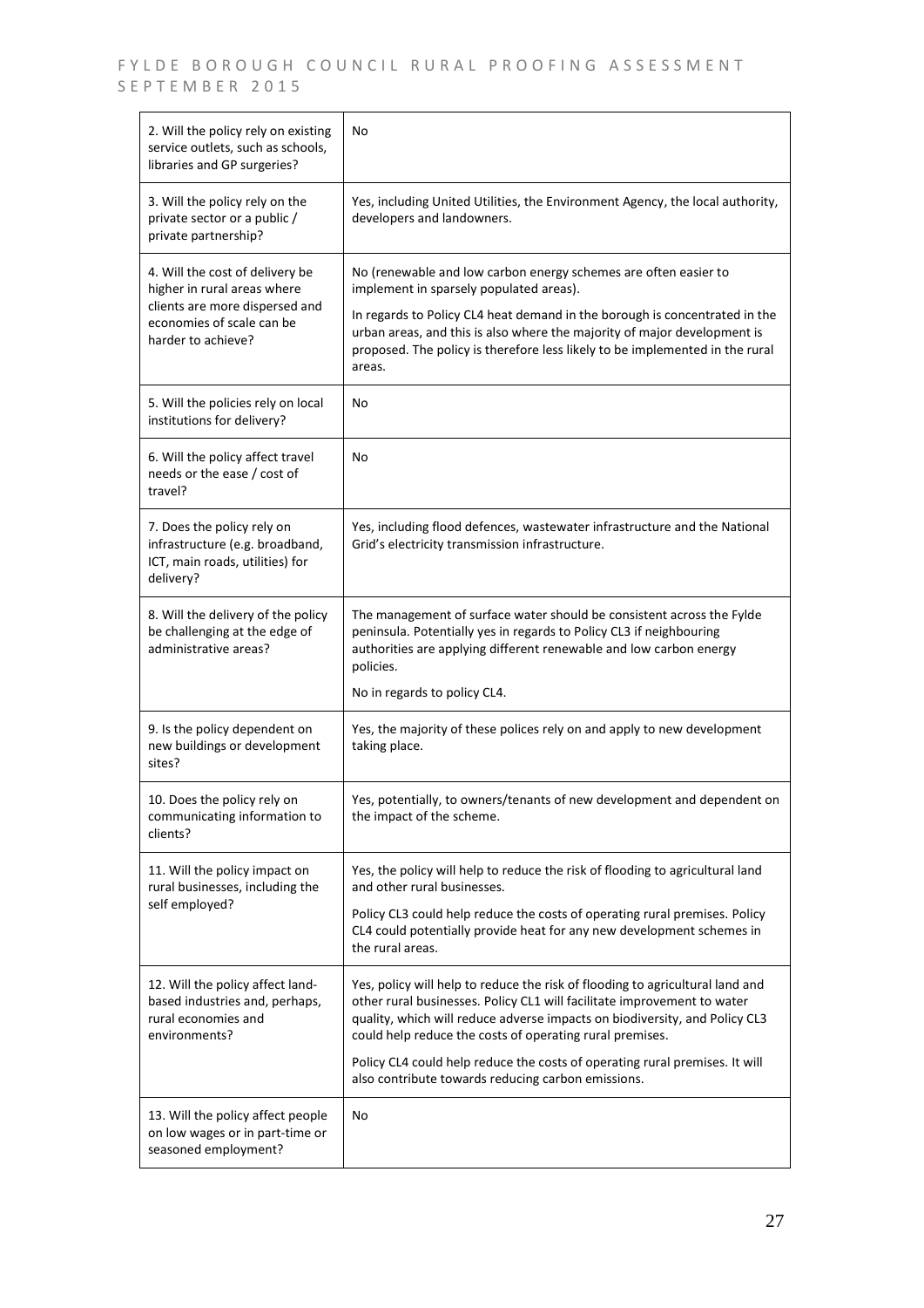| | |
|---|---|
| 2. Will the policy rely on existing service outlets, such as schools, libraries and GP surgeries? | No |
| 3. Will the policy rely on the private sector or a public / private partnership? | Yes, including United Utilities, the Environment Agency, the local authority, developers and landowners. |
| 4. Will the cost of delivery be higher in rural areas where clients are more dispersed and economies of scale can be harder to achieve? | No (renewable and low carbon energy schemes are often easier to implement in sparsely populated areas).<br><br>In regards to Policy CL4 heat demand in the borough is concentrated in the urban areas, and this is also where the majority of major development is proposed. The policy is therefore less likely to be implemented in the rural areas. |
| 5. Will the policies rely on local institutions for delivery? | No |
| 6. Will the policy affect travel needs or the ease / cost of travel? | No |
| 7. Does the policy rely on infrastructure (e.g. broadband, ICT, main roads, utilities) for delivery? | Yes, including flood defences, wastewater infrastructure and the National Grid's electricity transmission infrastructure. |
| 8. Will the delivery of the policy be challenging at the edge of administrative areas? | The management of surface water should be consistent across the Fylde peninsula. Potentially yes in regards to Policy CL3 if neighbouring authorities are applying different renewable and low carbon energy policies.<br><br>No in regards to policy CL4. |
| 9. Is the policy dependent on new buildings or development sites? | Yes, the majority of these polices rely on and apply to new development taking place. |
| 10. Does the policy rely on communicating information to clients? | Yes, potentially, to owners/tenants of new development and dependent on the impact of the scheme. |
| 11. Will the policy impact on rural businesses, including the self employed? | Yes, the policy will help to reduce the risk of flooding to agricultural land and other rural businesses.<br><br>Policy CL3 could help reduce the costs of operating rural premises. Policy CL4 could potentially provide heat for any new development schemes in the rural areas. |
| 12. Will the policy affect land-based industries and, perhaps, rural economies and environments? | Yes, policy will help to reduce the risk of flooding to agricultural land and other rural businesses. Policy CL1 will facilitate improvement to water quality, which will reduce adverse impacts on biodiversity, and Policy CL3 could help reduce the costs of operating rural premises.<br><br>Policy CL4 could help reduce the costs of operating rural premises. It will also contribute towards reducing carbon emissions. |
| 13. Will the policy affect people on low wages or in part-time or seasoned employment? | No |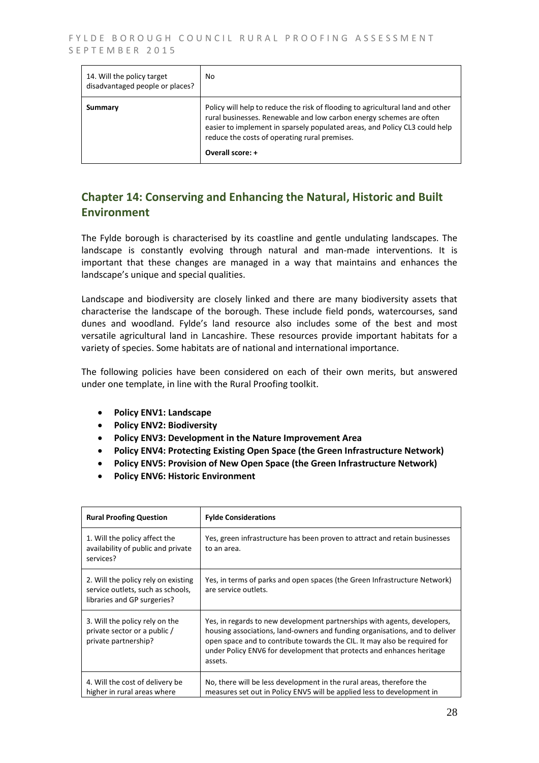| 14. Will the policy target disadvantaged people or places? | No |
| --- | --- |
| **Summary** | Policy will help to reduce the risk of flooding to agricultural land and other rural businesses. Renewable and low carbon energy schemes are often easier to implement in sparsely populated areas, and Policy CL3 could help reduce the costs of operating rural premises. **Overall score: +** |

## Chapter 14: Conserving and Enhancing the Natural, Historic and Built Environment

The Fylde borough is characterised by its coastline and gentle undulating landscapes. The landscape is constantly evolving through natural and man-made interventions. It is important that these changes are managed in a way that maintains and enhances the landscape's unique and special qualities.

Landscape and biodiversity are closely linked and there are many biodiversity assets that characterise the landscape of the borough. These include field ponds, watercourses, sand dunes and woodland. Fylde's land resource also includes some of the best and most versatile agricultural land in Lancashire. These resources provide important habitats for a variety of species. Some habitats are of national and international importance.

The following policies have been considered on each of their own merits, but answered under one template, in line with the Rural Proofing toolkit.

- **Policy ENV1: Landscape**
- **Policy ENV2: Biodiversity**
- **Policy ENV3: Development in the Nature Improvement Area**
- **Policy ENV4: Protecting Existing Open Space (the Green Infrastructure Network)**
- **Policy ENV5: Provision of New Open Space (the Green Infrastructure Network)**
- **Policy ENV6: Historic Environment**

| Rural Proofing Question | Fylde Considerations |
| --- | --- |
| 1. Will the policy affect the availability of public and private services? | Yes, green infrastructure has been proven to attract and retain businesses to an area. |
| 2. Will the policy rely on existing service outlets, such as schools, libraries and GP surgeries? | Yes, in terms of parks and open spaces (the Green Infrastructure Network) are service outlets. |
| 3. Will the policy rely on the private sector or a public / private partnership? | Yes, in regards to new development partnerships with agents, developers, housing associations, land-owners and funding organisations, and to deliver open space and to contribute towards the CIL. It may also be required for under Policy ENV6 for development that protects and enhances heritage assets. |
| 4. Will the cost of delivery be higher in rural areas where | No, there will be less development in the rural areas, therefore the measures set out in Policy ENV5 will be applied less to development in |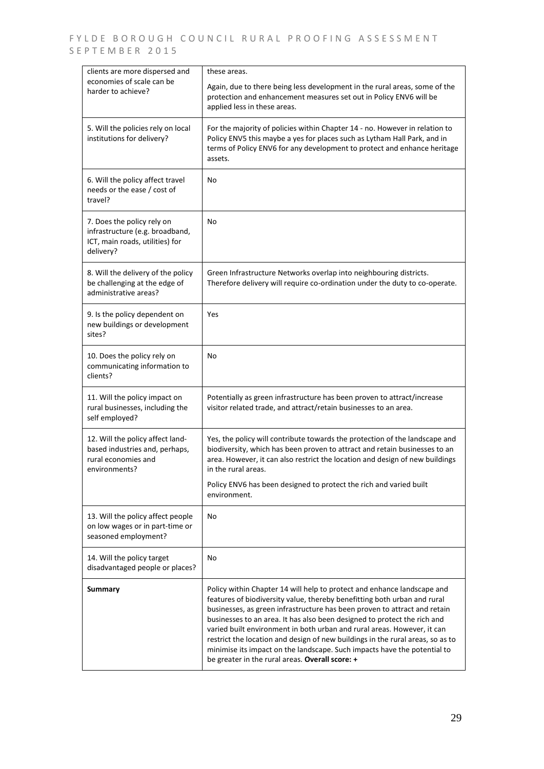| | |
|---|---|
| clients are more dispersed and economies of scale can be harder to achieve? | these areas.<br><br>Again, due to there being less development in the rural areas, some of the protection and enhancement measures set out in Policy ENV6 will be applied less in these areas. |
| 5. Will the policies rely on local institutions for delivery? | For the majority of policies within Chapter 14 - no. However in relation to Policy ENV5 this maybe a yes for places such as Lytham Hall Park, and in terms of Policy ENV6 for any development to protect and enhance heritage assets. |
| 6. Will the policy affect travel needs or the ease / cost of travel? | No |
| 7. Does the policy rely on infrastructure (e.g. broadband, ICT, main roads, utilities) for delivery? | No |
| 8. Will the delivery of the policy be challenging at the edge of administrative areas? | Green Infrastructure Networks overlap into neighbouring districts. Therefore delivery will require co-ordination under the duty to co-operate. |
| 9. Is the policy dependent on new buildings or development sites? | Yes |
| 10. Does the policy rely on communicating information to clients? | No |
| 11. Will the policy impact on rural businesses, including the self employed? | Potentially as green infrastructure has been proven to attract/increase visitor related trade, and attract/retain businesses to an area. |
| 12. Will the policy affect land-based industries and, perhaps, rural economies and environments? | Yes, the policy will contribute towards the protection of the landscape and biodiversity, which has been proven to attract and retain businesses to an area. However, it can also restrict the location and design of new buildings in the rural areas.<br><br>Policy ENV6 has been designed to protect the rich and varied built environment. |
| 13. Will the policy affect people on low wages or in part-time or seasoned employment? | No |
| 14. Will the policy target disadvantaged people or places? | No |
| **Summary** | Policy within Chapter 14 will help to protect and enhance landscape and features of biodiversity value, thereby benefitting both urban and rural businesses, as green infrastructure has been proven to attract and retain businesses to an area. It has also been designed to protect the rich and varied built environment in both urban and rural areas. However, it can restrict the location and design of new buildings in the rural areas, so as to minimise its impact on the landscape. Such impacts have the potential to be greater in the rural areas. **Overall score: +** |